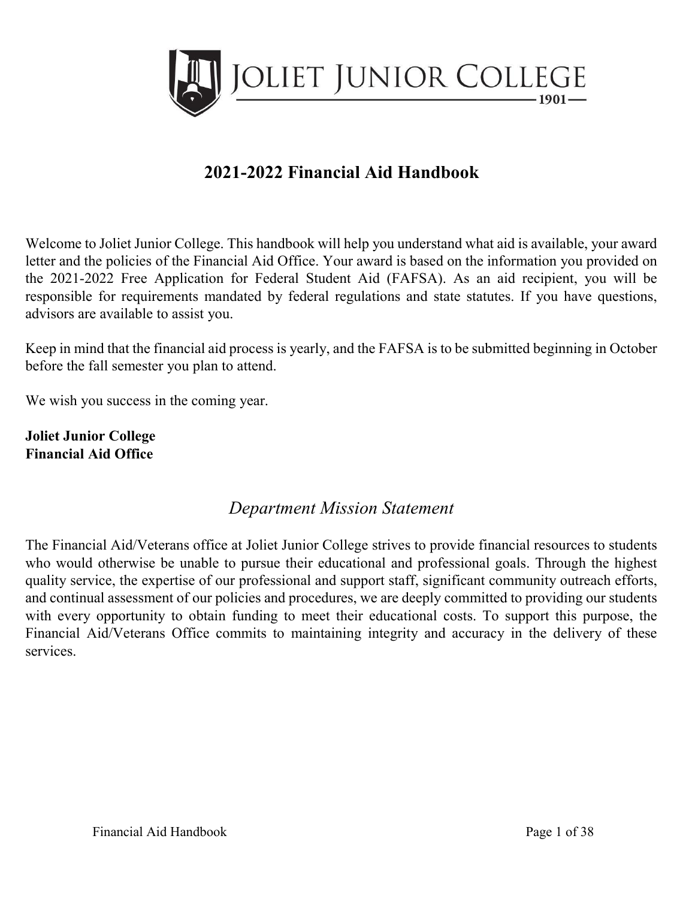# JOLIET JUNIOR COLLEGE

1901

## 2021-2022 Financial Aid Handbook

Welcome to Joliet Junior College. This handbook will help you understand what aid is available, your award letter and the policies of the Financial Aid Office. Your award is based on the information you provided on the 2021-2022 Free Application for Federal Student Aid (FAFSA). As an aid recipient, you will be responsible for requirements mandated by federal regulations and state statutes. If you have questions, advisors are available to assist you.

Keep in mind that the financial aid process is yearly, and the FAFSA is to be submitted beginning in October before the fall semester you plan to attend.

We wish you success in the coming year.

**Joliet Junior College**
**Financial Aid Office**

### *Department Mission Statement*

The Financial Aid/Veterans office at Joliet Junior College strives to provide financial resources to students who would otherwise be unable to pursue their educational and professional goals. Through the highest quality service, the expertise of our professional and support staff, significant community outreach efforts, and continual assessment of our policies and procedures, we are deeply committed to providing our students with every opportunity to obtain funding to meet their educational costs. To support this purpose, the Financial Aid/Veterans Office commits to maintaining integrity and accuracy in the delivery of these services.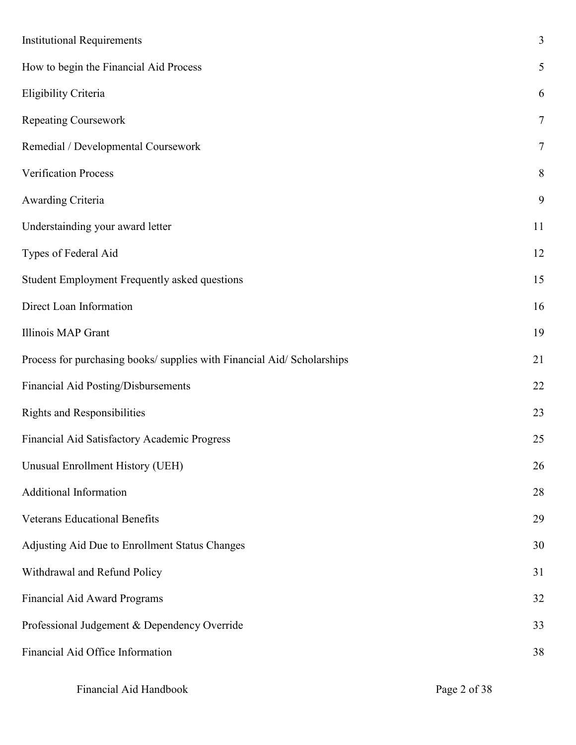| | |
|---|---|
| Institutional Requirements | 3 |
| How to begin the Financial Aid Process | 5 |
| Eligibility Criteria | 6 |
| Repeating Coursework | 7 |
| Remedial / Developmental Coursework | 7 |
| Verification Process | 8 |
| Awarding Criteria | 9 |
| Understainding your award letter | 11 |
| Types of Federal Aid | 12 |
| Student Employment Frequently asked questions | 15 |
| Direct Loan Information | 16 |
| Illinois MAP Grant | 19 |
| Process for purchasing books/ supplies with Financial Aid/ Scholarships | 21 |
| Financial Aid Posting/Disbursements | 22 |
| Rights and Responsibilities | 23 |
| Financial Aid Satisfactory Academic Progress | 25 |
| Unusual Enrollment History (UEH) | 26 |
| Additional Information | 28 |
| Veterans Educational Benefits | 29 |
| Adjusting Aid Due to Enrollment Status Changes | 30 |
| Withdrawal and Refund Policy | 31 |
| Financial Aid Award Programs | 32 |
| Professional Judgement & Dependency Override | 33 |
| Financial Aid Office Information | 38 |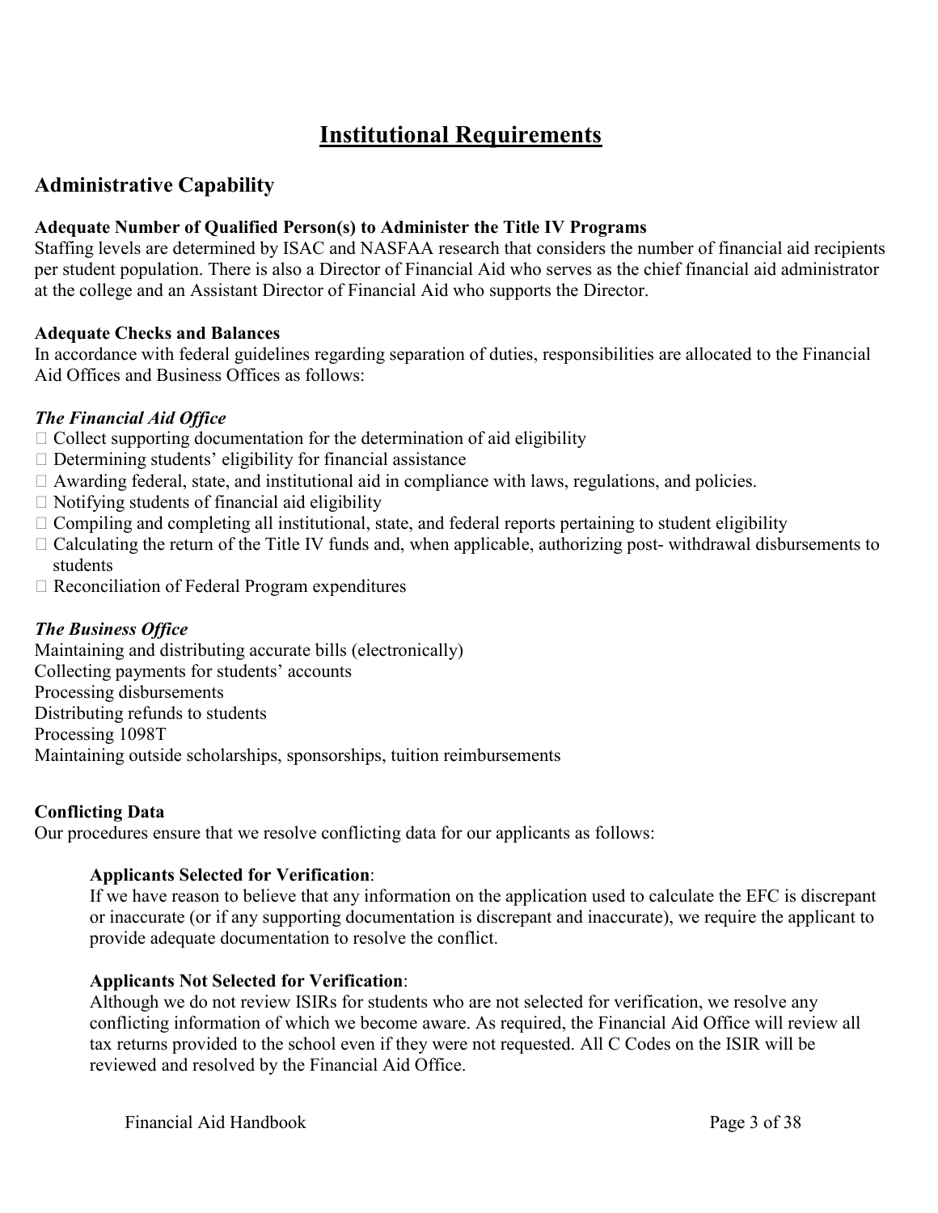# Institutional Requirements

## Administrative Capability

**Adequate Number of Qualified Person(s) to Administer the Title IV Programs**
Staffing levels are determined by ISAC and NASFAA research that considers the number of financial aid recipients per student population. There is also a Director of Financial Aid who serves as the chief financial aid administrator at the college and an Assistant Director of Financial Aid who supports the Director.

**Adequate Checks and Balances**
In accordance with federal guidelines regarding separation of duties, responsibilities are allocated to the Financial Aid Offices and Business Offices as follows:

***The Financial Aid Office***

- Collect supporting documentation for the determination of aid eligibility
- Determining students' eligibility for financial assistance
- Awarding federal, state, and institutional aid in compliance with laws, regulations, and policies.
- Notifying students of financial aid eligibility
- Compiling and completing all institutional, state, and federal reports pertaining to student eligibility
- Calculating the return of the Title IV funds and, when applicable, authorizing post- withdrawal disbursements to students
- Reconciliation of Federal Program expenditures

***The Business Office***

Maintaining and distributing accurate bills (electronically)
Collecting payments for students' accounts
Processing disbursements
Distributing refunds to students
Processing 1098T
Maintaining outside scholarships, sponsorships, tuition reimbursements

**Conflicting Data**
Our procedures ensure that we resolve conflicting data for our applicants as follows:

**Applicants Selected for Verification**:
If we have reason to believe that any information on the application used to calculate the EFC is discrepant or inaccurate (or if any supporting documentation is discrepant and inaccurate), we require the applicant to provide adequate documentation to resolve the conflict.

**Applicants Not Selected for Verification**:
Although we do not review ISIRs for students who are not selected for verification, we resolve any conflicting information of which we become aware. As required, the Financial Aid Office will review all tax returns provided to the school even if they were not requested. All C Codes on the ISIR will be reviewed and resolved by the Financial Aid Office.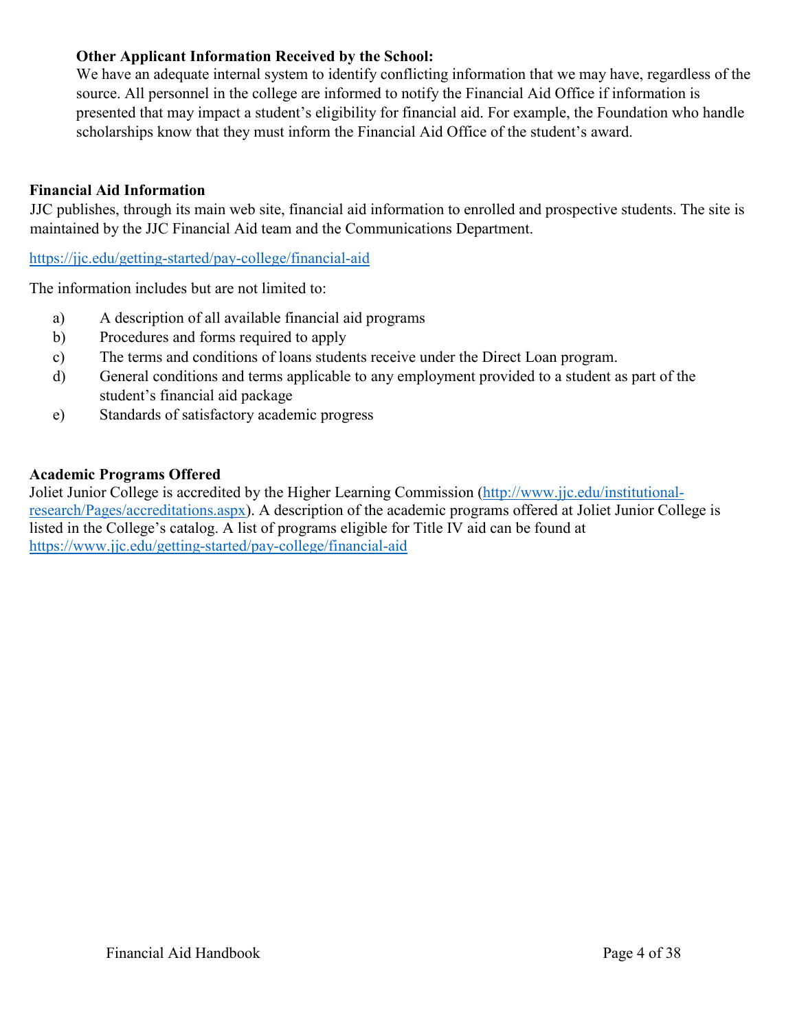**Other Applicant Information Received by the School:**
We have an adequate internal system to identify conflicting information that we may have, regardless of the source. All personnel in the college are informed to notify the Financial Aid Office if information is presented that may impact a student's eligibility for financial aid. For example, the Foundation who handle scholarships know that they must inform the Financial Aid Office of the student's award.

**Financial Aid Information**
JJC publishes, through its main web site, financial aid information to enrolled and prospective students. The site is maintained by the JJC Financial Aid team and the Communications Department.

https://jjc.edu/getting-started/pay-college/financial-aid

The information includes but are not limited to:

a) A description of all available financial aid programs
b) Procedures and forms required to apply
c) The terms and conditions of loans students receive under the Direct Loan program.
d) General conditions and terms applicable to any employment provided to a student as part of the student's financial aid package
e) Standards of satisfactory academic progress

**Academic Programs Offered**
Joliet Junior College is accredited by the Higher Learning Commission (http://www.jjc.edu/institutional-research/Pages/accreditations.aspx). A description of the academic programs offered at Joliet Junior College is listed in the College's catalog. A list of programs eligible for Title IV aid can be found at https://www.jjc.edu/getting-started/pay-college/financial-aid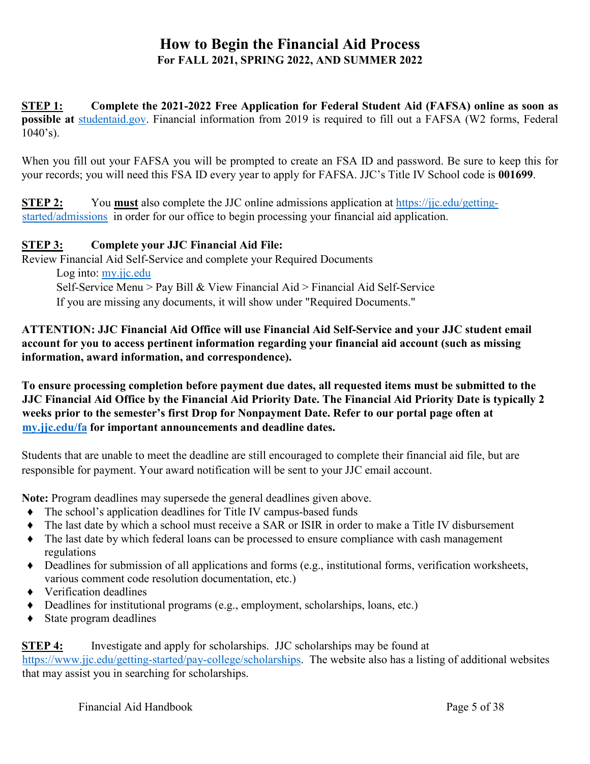# How to Begin the Financial Aid Process

## For FALL 2021, SPRING 2022, AND SUMMER 2022

**STEP 1:** **Complete the 2021-2022 Free Application for Federal Student Aid (FAFSA) online as soon as possible at** studentaid.gov. Financial information from 2019 is required to fill out a FAFSA (W2 forms, Federal 1040's).

When you fill out your FAFSA you will be prompted to create an FSA ID and password. Be sure to keep this for your records; you will need this FSA ID every year to apply for FAFSA. JJC's Title IV School code is **001699**.

**STEP 2:** You **must** also complete the JJC online admissions application at https://jjc.edu/getting-started/admissions in order for our office to begin processing your financial aid application.

**STEP 3:** **Complete your JJC Financial Aid File:**
Review Financial Aid Self-Service and complete your Required Documents

Log into: my.jjc.edu
Self-Service Menu > Pay Bill & View Financial Aid > Financial Aid Self-Service
If you are missing any documents, it will show under "Required Documents."

**ATTENTION: JJC Financial Aid Office will use Financial Aid Self-Service and your JJC student email account for you to access pertinent information regarding your financial aid account (such as missing information, award information, and correspondence).**

**To ensure processing completion before payment due dates, all requested items must be submitted to the JJC Financial Aid Office by the Financial Aid Priority Date. The Financial Aid Priority Date is typically 2 weeks prior to the semester's first Drop for Nonpayment Date. Refer to our portal page often at my.jjc.edu/fa for important announcements and deadline dates.**

Students that are unable to meet the deadline are still encouraged to complete their financial aid file, but are responsible for payment. Your award notification will be sent to your JJC email account.

**Note:** Program deadlines may supersede the general deadlines given above.

- The school's application deadlines for Title IV campus-based funds
- The last date by which a school must receive a SAR or ISIR in order to make a Title IV disbursement
- The last date by which federal loans can be processed to ensure compliance with cash management regulations
- Deadlines for submission of all applications and forms (e.g., institutional forms, verification worksheets, various comment code resolution documentation, etc.)
- Verification deadlines
- Deadlines for institutional programs (e.g., employment, scholarships, loans, etc.)
- State program deadlines

**STEP 4:** Investigate and apply for scholarships. JJC scholarships may be found at https://www.jjc.edu/getting-started/pay-college/scholarships. The website also has a listing of additional websites that may assist you in searching for scholarships.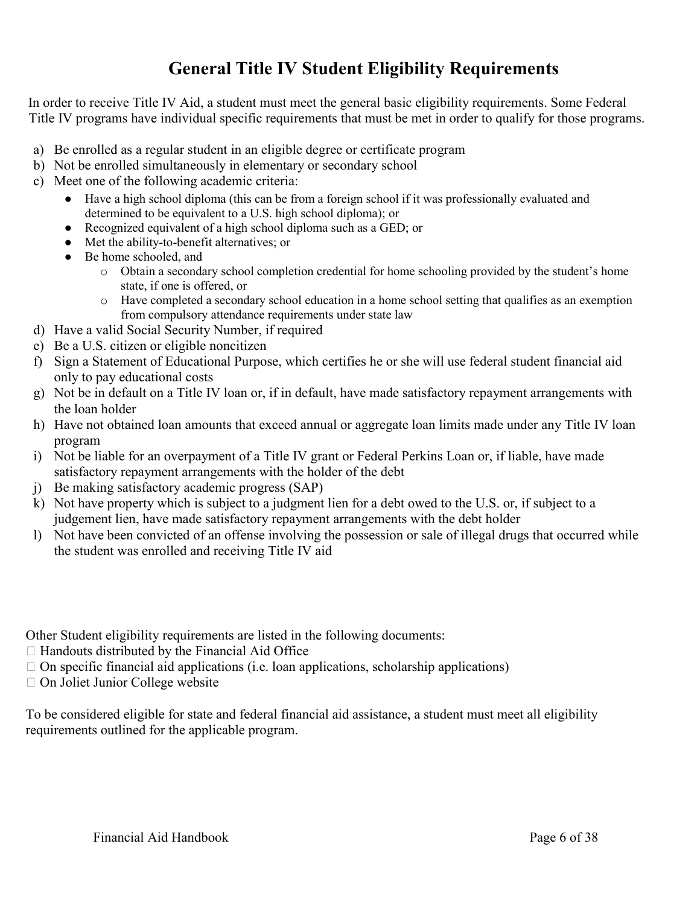# General Title IV Student Eligibility Requirements

In order to receive Title IV Aid, a student must meet the general basic eligibility requirements. Some Federal Title IV programs have individual specific requirements that must be met in order to qualify for those programs.

a) Be enrolled as a regular student in an eligible degree or certificate program
b) Not be enrolled simultaneously in elementary or secondary school
c) Meet one of the following academic criteria:
   - Have a high school diploma (this can be from a foreign school if it was professionally evaluated and determined to be equivalent to a U.S. high school diploma); or
   - Recognized equivalent of a high school diploma such as a GED; or
   - Met the ability-to-benefit alternatives; or
   - Be home schooled, and
     - Obtain a secondary school completion credential for home schooling provided by the student's home state, if one is offered, or
     - Have completed a secondary school education in a home school setting that qualifies as an exemption from compulsory attendance requirements under state law
d) Have a valid Social Security Number, if required
e) Be a U.S. citizen or eligible noncitizen
f) Sign a Statement of Educational Purpose, which certifies he or she will use federal student financial aid only to pay educational costs
g) Not be in default on a Title IV loan or, if in default, have made satisfactory repayment arrangements with the loan holder
h) Have not obtained loan amounts that exceed annual or aggregate loan limits made under any Title IV loan program
i) Not be liable for an overpayment of a Title IV grant or Federal Perkins Loan or, if liable, have made satisfactory repayment arrangements with the holder of the debt
j) Be making satisfactory academic progress (SAP)
k) Not have property which is subject to a judgment lien for a debt owed to the U.S. or, if subject to a judgement lien, have made satisfactory repayment arrangements with the debt holder
l) Not have been convicted of an offense involving the possession or sale of illegal drugs that occurred while the student was enrolled and receiving Title IV aid

Other Student eligibility requirements are listed in the following documents:

- Handouts distributed by the Financial Aid Office
- On specific financial aid applications (i.e. loan applications, scholarship applications)
- On Joliet Junior College website

To be considered eligible for state and federal financial aid assistance, a student must meet all eligibility requirements outlined for the applicable program.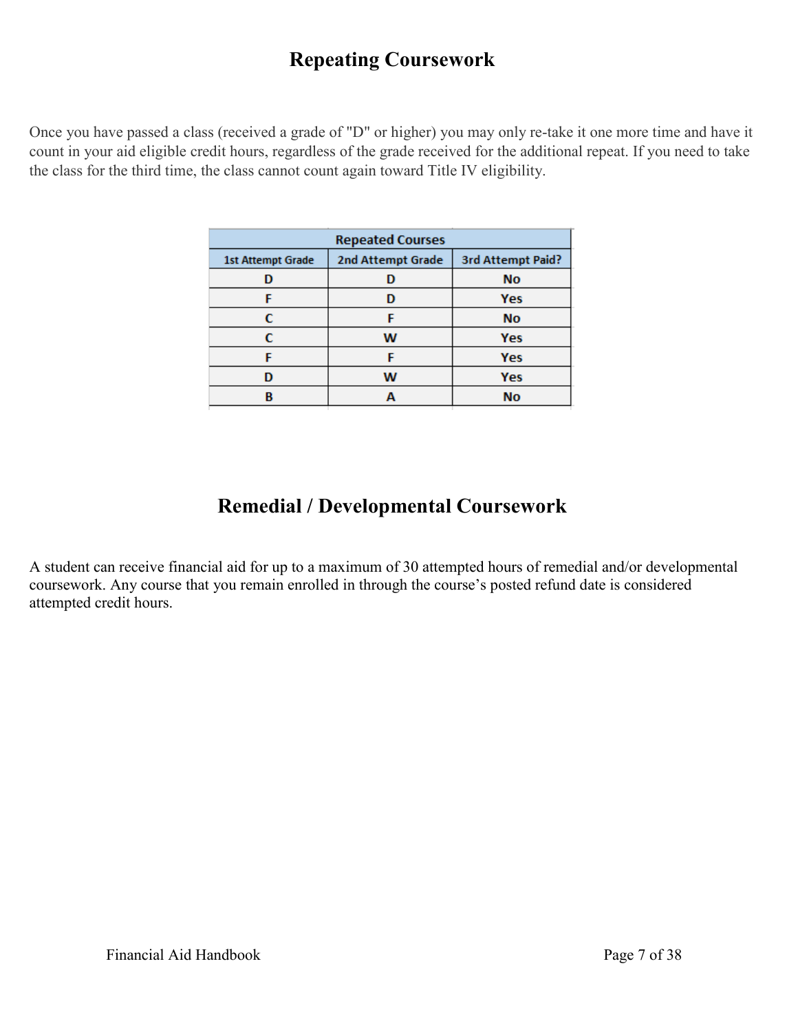# Repeating Coursework

Once you have passed a class (received a grade of "D" or higher) you may only re-take it one more time and have it count in your aid eligible credit hours, regardless of the grade received for the additional repeat. If you need to take the class for the third time, the class cannot count again toward Title IV eligibility.

| Repeated Courses | | |
|---|---|---|
| **1st Attempt Grade** | **2nd Attempt Grade** | **3rd Attempt Paid?** |
| D | D | No |
| F | D | Yes |
| C | F | No |
| C | W | Yes |
| F | F | Yes |
| D | W | Yes |
| B | A | No |

# Remedial / Developmental Coursework

A student can receive financial aid for up to a maximum of 30 attempted hours of remedial and/or developmental coursework. Any course that you remain enrolled in through the course's posted refund date is considered attempted credit hours.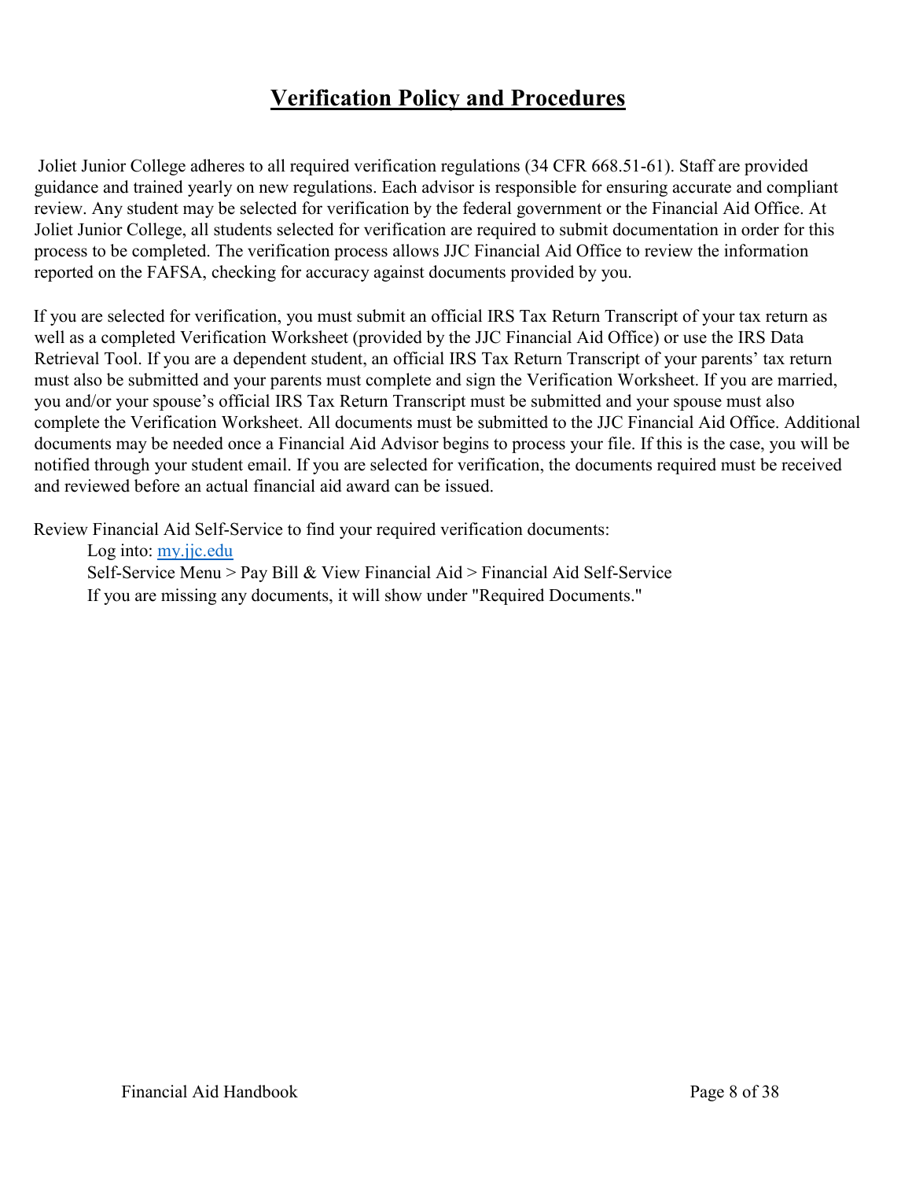# Verification Policy and Procedures

Joliet Junior College adheres to all required verification regulations (34 CFR 668.51-61). Staff are provided guidance and trained yearly on new regulations. Each advisor is responsible for ensuring accurate and compliant review. Any student may be selected for verification by the federal government or the Financial Aid Office. At Joliet Junior College, all students selected for verification are required to submit documentation in order for this process to be completed. The verification process allows JJC Financial Aid Office to review the information reported on the FAFSA, checking for accuracy against documents provided by you.

If you are selected for verification, you must submit an official IRS Tax Return Transcript of your tax return as well as a completed Verification Worksheet (provided by the JJC Financial Aid Office) or use the IRS Data Retrieval Tool. If you are a dependent student, an official IRS Tax Return Transcript of your parents' tax return must also be submitted and your parents must complete and sign the Verification Worksheet. If you are married, you and/or your spouse's official IRS Tax Return Transcript must be submitted and your spouse must also complete the Verification Worksheet. All documents must be submitted to the JJC Financial Aid Office. Additional documents may be needed once a Financial Aid Advisor begins to process your file. If this is the case, you will be notified through your student email. If you are selected for verification, the documents required must be received and reviewed before an actual financial aid award can be issued.

Review Financial Aid Self-Service to find your required verification documents:

Log into: [my.jjc.edu](my.jjc.edu)
Self-Service Menu > Pay Bill & View Financial Aid > Financial Aid Self-Service
If you are missing any documents, it will show under "Required Documents."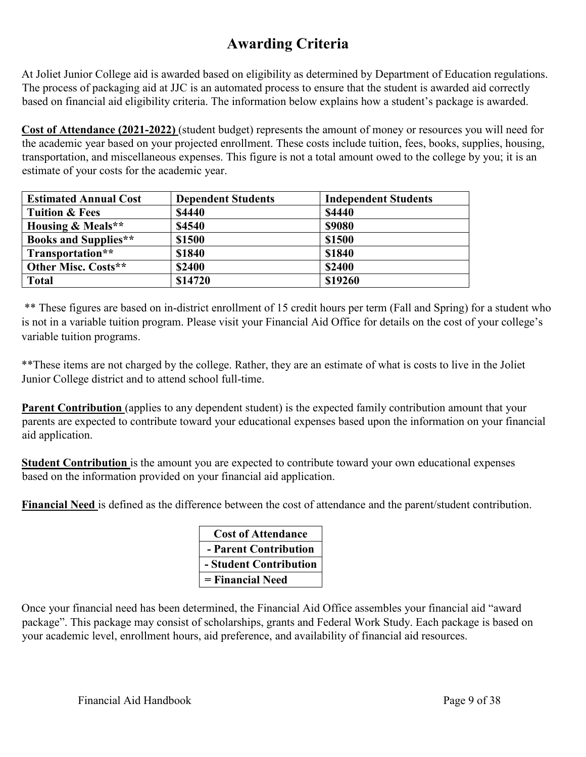# Awarding Criteria

At Joliet Junior College aid is awarded based on eligibility as determined by Department of Education regulations. The process of packaging aid at JJC is an automated process to ensure that the student is awarded aid correctly based on financial aid eligibility criteria. The information below explains how a student's package is awarded.

**Cost of Attendance (2021-2022)** (student budget) represents the amount of money or resources you will need for the academic year based on your projected enrollment. These costs include tuition, fees, books, supplies, housing, transportation, and miscellaneous expenses. This figure is not a total amount owed to the college by you; it is an estimate of your costs for the academic year.

| Estimated Annual Cost | Dependent Students | Independent Students |
|---|---|---|
| **Tuition & Fees** | **$4440** | **$4440** |
| **Housing & Meals**** | **$4540** | **$9080** |
| **Books and Supplies**** | **$1500** | **$1500** |
| **Transportation**** | **$1840** | **$1840** |
| **Other Misc. Costs**** | **$2400** | **$2400** |
| **Total** | **$14720** | **$19260** |

** These figures are based on in-district enrollment of 15 credit hours per term (Fall and Spring) for a student who is not in a variable tuition program. Please visit your Financial Aid Office for details on the cost of your college's variable tuition programs.

**These items are not charged by the college. Rather, they are an estimate of what is costs to live in the Joliet Junior College district and to attend school full-time.

**Parent Contribution** (applies to any dependent student) is the expected family contribution amount that your parents are expected to contribute toward your educational expenses based upon the information on your financial aid application.

**Student Contribution** is the amount you are expected to contribute toward your own educational expenses based on the information provided on your financial aid application.

**Financial Need** is defined as the difference between the cost of attendance and the parent/student contribution.

| Cost of Attendance |
|---|
| **- Parent Contribution** |
| **- Student Contribution** |
| **= Financial Need** |

Once your financial need has been determined, the Financial Aid Office assembles your financial aid "award package". This package may consist of scholarships, grants and Federal Work Study. Each package is based on your academic level, enrollment hours, aid preference, and availability of financial aid resources.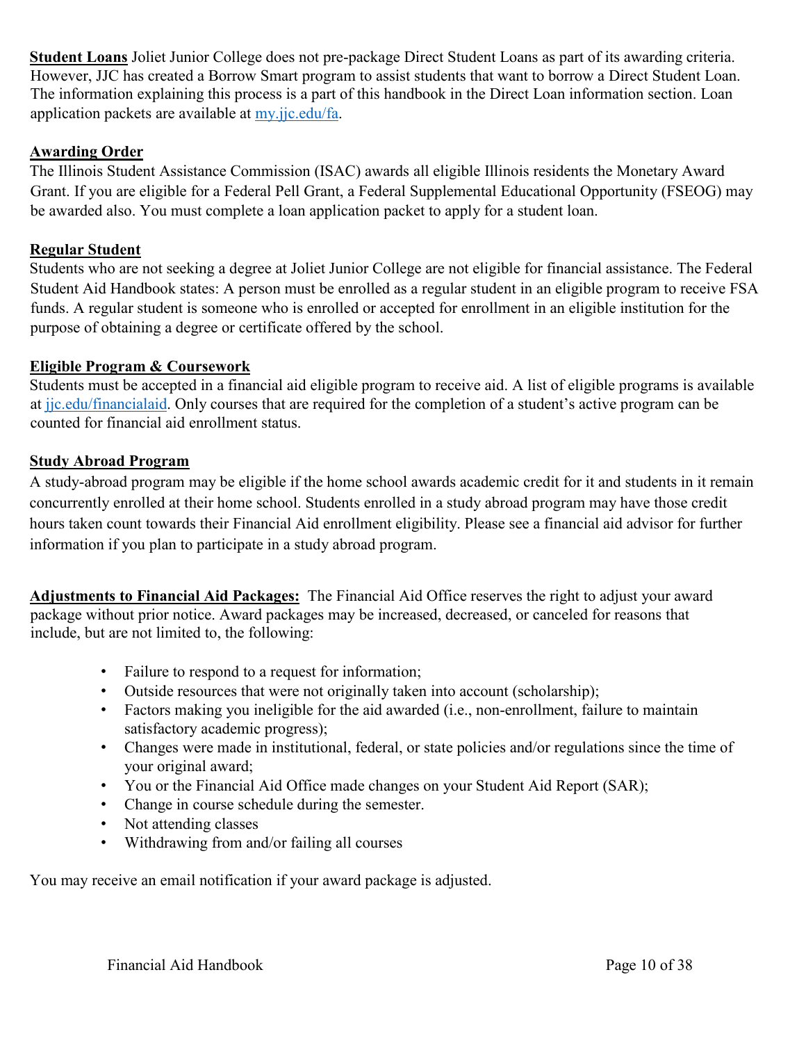**Student Loans** Joliet Junior College does not pre-package Direct Student Loans as part of its awarding criteria. However, JJC has created a Borrow Smart program to assist students that want to borrow a Direct Student Loan. The information explaining this process is a part of this handbook in the Direct Loan information section. Loan application packets are available at my.jjc.edu/fa.

**Awarding Order**

The Illinois Student Assistance Commission (ISAC) awards all eligible Illinois residents the Monetary Award Grant. If you are eligible for a Federal Pell Grant, a Federal Supplemental Educational Opportunity (FSEOG) may be awarded also. You must complete a loan application packet to apply for a student loan.

**Regular Student**

Students who are not seeking a degree at Joliet Junior College are not eligible for financial assistance. The Federal Student Aid Handbook states: A person must be enrolled as a regular student in an eligible program to receive FSA funds. A regular student is someone who is enrolled or accepted for enrollment in an eligible institution for the purpose of obtaining a degree or certificate offered by the school.

**Eligible Program & Coursework**

Students must be accepted in a financial aid eligible program to receive aid. A list of eligible programs is available at jjc.edu/financialaid. Only courses that are required for the completion of a student's active program can be counted for financial aid enrollment status.

**Study Abroad Program**

A study-abroad program may be eligible if the home school awards academic credit for it and students in it remain concurrently enrolled at their home school. Students enrolled in a study abroad program may have those credit hours taken count towards their Financial Aid enrollment eligibility. Please see a financial aid advisor for further information if you plan to participate in a study abroad program.

**Adjustments to Financial Aid Packages:** The Financial Aid Office reserves the right to adjust your award package without prior notice. Award packages may be increased, decreased, or canceled for reasons that include, but are not limited to, the following:

- Failure to respond to a request for information;
- Outside resources that were not originally taken into account (scholarship);
- Factors making you ineligible for the aid awarded (i.e., non-enrollment, failure to maintain satisfactory academic progress);
- Changes were made in institutional, federal, or state policies and/or regulations since the time of your original award;
- You or the Financial Aid Office made changes on your Student Aid Report (SAR);
- Change in course schedule during the semester.
- Not attending classes
- Withdrawing from and/or failing all courses

You may receive an email notification if your award package is adjusted.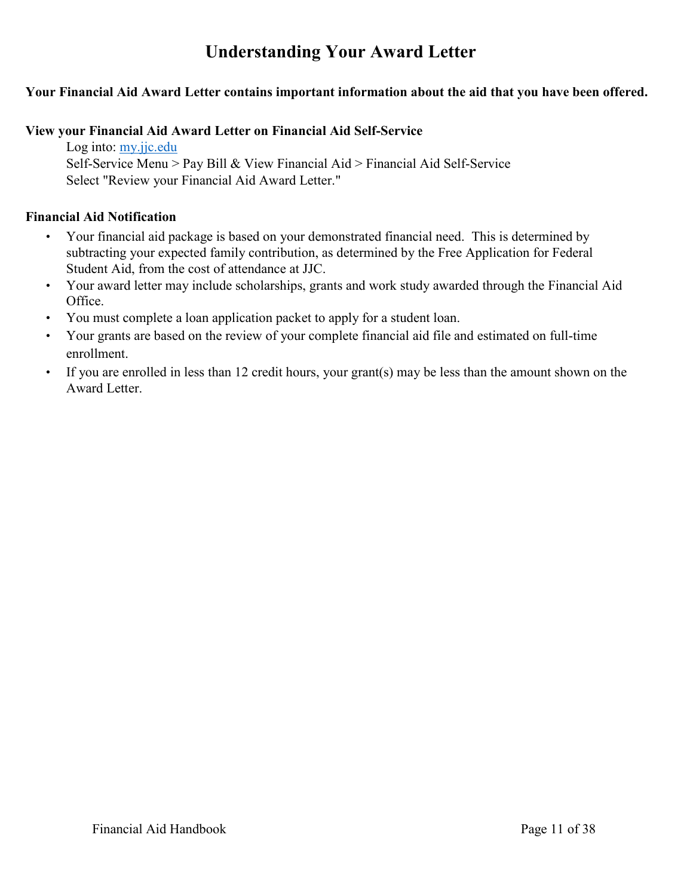# Understanding Your Award Letter

**Your Financial Aid Award Letter contains important information about the aid that you have been offered.**

**View your Financial Aid Award Letter on Financial Aid Self-Service**

Log into: [my.jjc.edu](my.jjc.edu)
Self-Service Menu > Pay Bill & View Financial Aid > Financial Aid Self-Service
Select "Review your Financial Aid Award Letter."

**Financial Aid Notification**

- Your financial aid package is based on your demonstrated financial need. This is determined by subtracting your expected family contribution, as determined by the Free Application for Federal Student Aid, from the cost of attendance at JJC.
- Your award letter may include scholarships, grants and work study awarded through the Financial Aid Office.
- You must complete a loan application packet to apply for a student loan.
- Your grants are based on the review of your complete financial aid file and estimated on full-time enrollment.
- If you are enrolled in less than 12 credit hours, your grant(s) may be less than the amount shown on the Award Letter.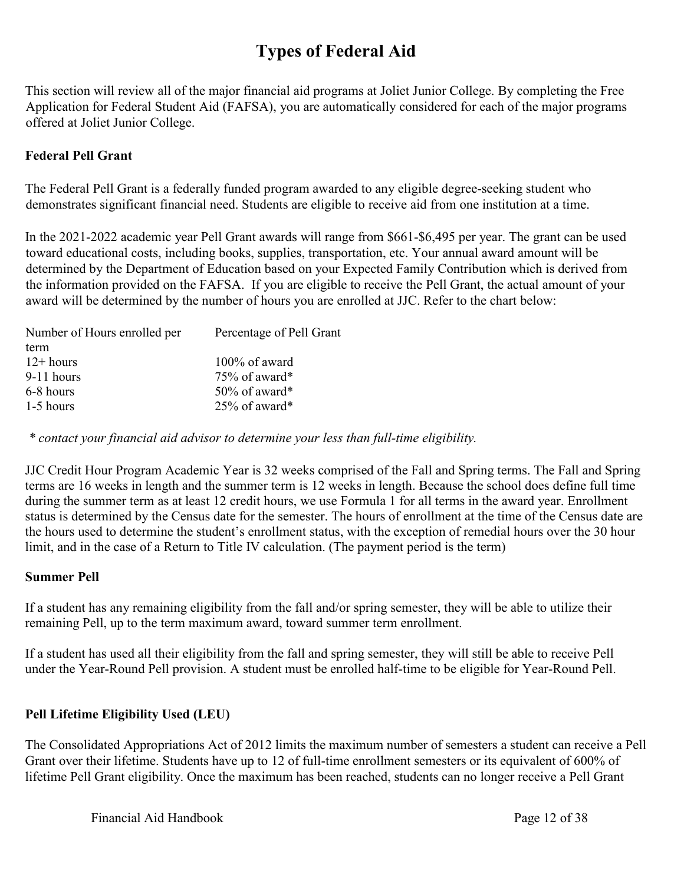# Types of Federal Aid

This section will review all of the major financial aid programs at Joliet Junior College. By completing the Free Application for Federal Student Aid (FAFSA), you are automatically considered for each of the major programs offered at Joliet Junior College.

**Federal Pell Grant**

The Federal Pell Grant is a federally funded program awarded to any eligible degree-seeking student who demonstrates significant financial need. Students are eligible to receive aid from one institution at a time.

In the 2021-2022 academic year Pell Grant awards will range from $661-$6,495 per year. The grant can be used toward educational costs, including books, supplies, transportation, etc. Your annual award amount will be determined by the Department of Education based on your Expected Family Contribution which is derived from the information provided on the FAFSA. If you are eligible to receive the Pell Grant, the actual amount of your award will be determined by the number of hours you are enrolled at JJC. Refer to the chart below:

| Number of Hours enrolled per term | Percentage of Pell Grant |
|---|---|
| 12+ hours | 100% of award |
| 9-11 hours | 75% of award* |
| 6-8 hours | 50% of award* |
| 1-5 hours | 25% of award* |

*\* contact your financial aid advisor to determine your less than full-time eligibility.*

JJC Credit Hour Program Academic Year is 32 weeks comprised of the Fall and Spring terms. The Fall and Spring terms are 16 weeks in length and the summer term is 12 weeks in length. Because the school does define full time during the summer term as at least 12 credit hours, we use Formula 1 for all terms in the award year. Enrollment status is determined by the Census date for the semester. The hours of enrollment at the time of the Census date are the hours used to determine the student's enrollment status, with the exception of remedial hours over the 30 hour limit, and in the case of a Return to Title IV calculation. (The payment period is the term)

**Summer Pell**

If a student has any remaining eligibility from the fall and/or spring semester, they will be able to utilize their remaining Pell, up to the term maximum award, toward summer term enrollment.

If a student has used all their eligibility from the fall and spring semester, they will still be able to receive Pell under the Year-Round Pell provision. A student must be enrolled half-time to be eligible for Year-Round Pell.

**Pell Lifetime Eligibility Used (LEU)**

The Consolidated Appropriations Act of 2012 limits the maximum number of semesters a student can receive a Pell Grant over their lifetime. Students have up to 12 of full-time enrollment semesters or its equivalent of 600% of lifetime Pell Grant eligibility. Once the maximum has been reached, students can no longer receive a Pell Grant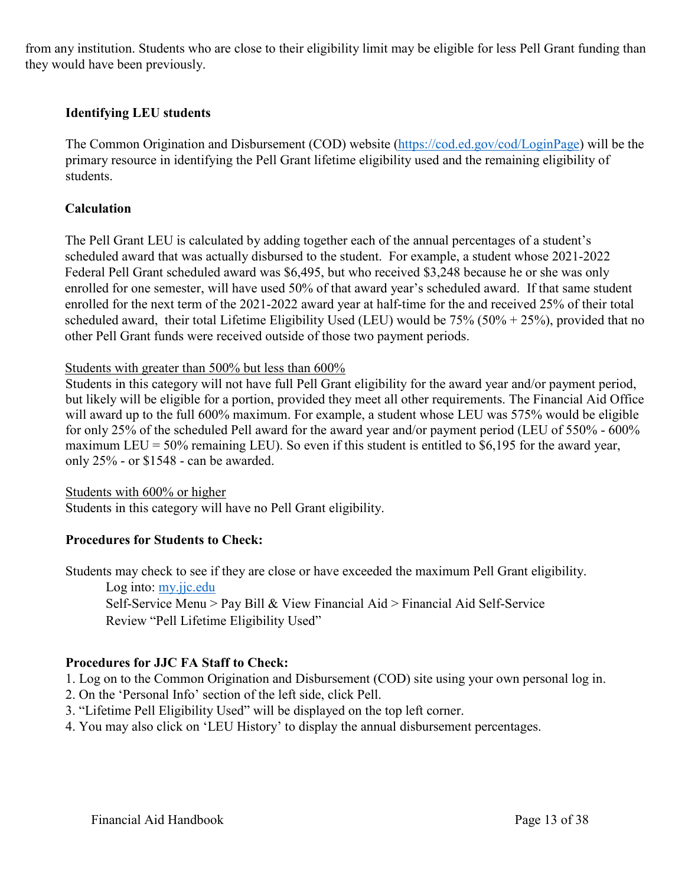from any institution. Students who are close to their eligibility limit may be eligible for less Pell Grant funding than they would have been previously.

**Identifying LEU students**

The Common Origination and Disbursement (COD) website (https://cod.ed.gov/cod/LoginPage) will be the primary resource in identifying the Pell Grant lifetime eligibility used and the remaining eligibility of students.

**Calculation**

The Pell Grant LEU is calculated by adding together each of the annual percentages of a student's scheduled award that was actually disbursed to the student. For example, a student whose 2021-2022 Federal Pell Grant scheduled award was $6,495, but who received $3,248 because he or she was only enrolled for one semester, will have used 50% of that award year's scheduled award. If that same student enrolled for the next term of the 2021-2022 award year at half-time for the and received 25% of their total scheduled award, their total Lifetime Eligibility Used (LEU) would be 75% (50% + 25%), provided that no other Pell Grant funds were received outside of those two payment periods.

<u>Students with greater than 500% but less than 600%</u>
Students in this category will not have full Pell Grant eligibility for the award year and/or payment period, but likely will be eligible for a portion, provided they meet all other requirements. The Financial Aid Office will award up to the full 600% maximum. For example, a student whose LEU was 575% would be eligible for only 25% of the scheduled Pell award for the award year and/or payment period (LEU of 550% - 600% maximum LEU = 50% remaining LEU). So even if this student is entitled to $6,195 for the award year, only 25% - or $1548 - can be awarded.

<u>Students with 600% or higher</u>
Students in this category will have no Pell Grant eligibility.

**Procedures for Students to Check:**

Students may check to see if they are close or have exceeded the maximum Pell Grant eligibility.

> Log into: my.jjc.edu
> Self-Service Menu > Pay Bill & View Financial Aid > Financial Aid Self-Service
> Review "Pell Lifetime Eligibility Used"

**Procedures for JJC FA Staff to Check:**

1. Log on to the Common Origination and Disbursement (COD) site using your own personal log in.
2. On the 'Personal Info' section of the left side, click Pell.
3. "Lifetime Pell Eligibility Used" will be displayed on the top left corner.
4. You may also click on 'LEU History' to display the annual disbursement percentages.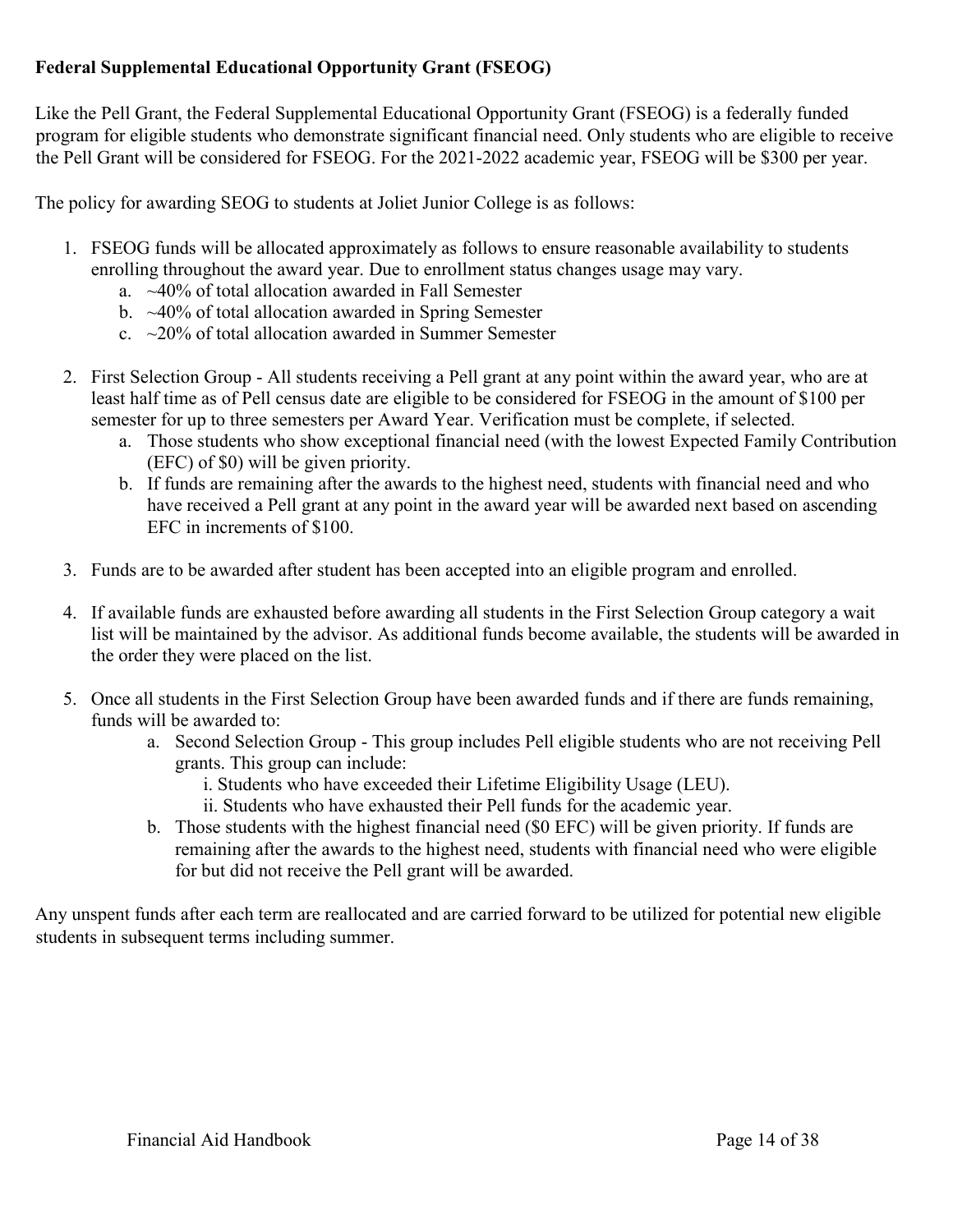**Federal Supplemental Educational Opportunity Grant (FSEOG)**

Like the Pell Grant, the Federal Supplemental Educational Opportunity Grant (FSEOG) is a federally funded program for eligible students who demonstrate significant financial need. Only students who are eligible to receive the Pell Grant will be considered for FSEOG. For the 2021-2022 academic year, FSEOG will be $300 per year.

The policy for awarding SEOG to students at Joliet Junior College is as follows:

1. FSEOG funds will be allocated approximately as follows to ensure reasonable availability to students enrolling throughout the award year. Due to enrollment status changes usage may vary.
   a. ~40% of total allocation awarded in Fall Semester
   b. ~40% of total allocation awarded in Spring Semester
   c. ~20% of total allocation awarded in Summer Semester

2. First Selection Group - All students receiving a Pell grant at any point within the award year, who are at least half time as of Pell census date are eligible to be considered for FSEOG in the amount of $100 per semester for up to three semesters per Award Year. Verification must be complete, if selected.
   a. Those students who show exceptional financial need (with the lowest Expected Family Contribution (EFC) of $0) will be given priority.
   b. If funds are remaining after the awards to the highest need, students with financial need and who have received a Pell grant at any point in the award year will be awarded next based on ascending EFC in increments of $100.

3. Funds are to be awarded after student has been accepted into an eligible program and enrolled.

4. If available funds are exhausted before awarding all students in the First Selection Group category a wait list will be maintained by the advisor. As additional funds become available, the students will be awarded in the order they were placed on the list.

5. Once all students in the First Selection Group have been awarded funds and if there are funds remaining, funds will be awarded to:
   a. Second Selection Group - This group includes Pell eligible students who are not receiving Pell grants. This group can include:
      i. Students who have exceeded their Lifetime Eligibility Usage (LEU).
      ii. Students who have exhausted their Pell funds for the academic year.
   b. Those students with the highest financial need ($0 EFC) will be given priority. If funds are remaining after the awards to the highest need, students with financial need who were eligible for but did not receive the Pell grant will be awarded.

Any unspent funds after each term are reallocated and are carried forward to be utilized for potential new eligible students in subsequent terms including summer.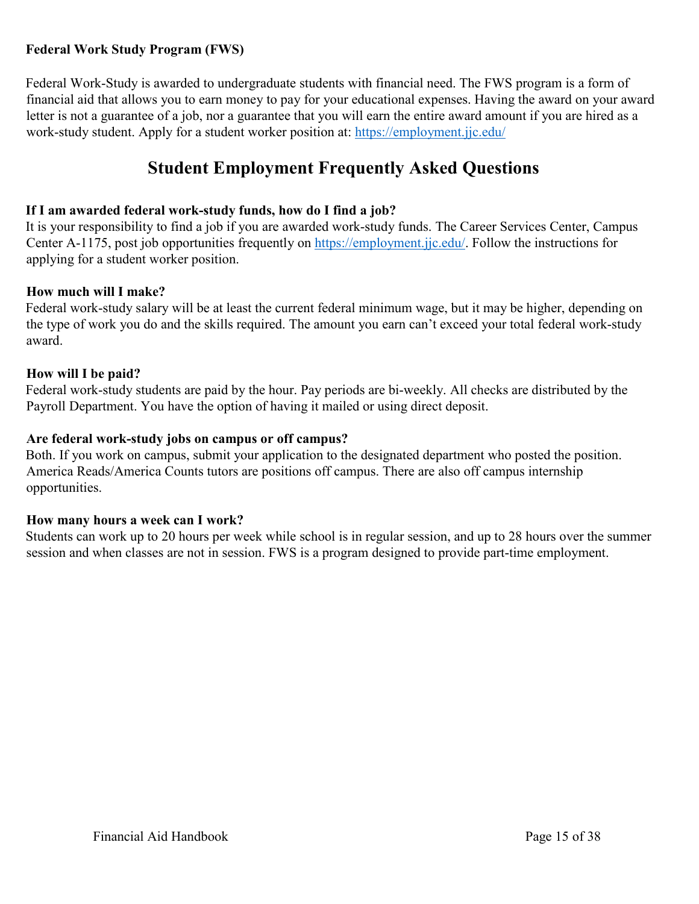**Federal Work Study Program (FWS)**

Federal Work-Study is awarded to undergraduate students with financial need. The FWS program is a form of financial aid that allows you to earn money to pay for your educational expenses. Having the award on your award letter is not a guarantee of a job, nor a guarantee that you will earn the entire award amount if you are hired as a work-study student. Apply for a student worker position at: [https://employment.jjc.edu/](https://employment.jjc.edu/)

## Student Employment Frequently Asked Questions

**If I am awarded federal work-study funds, how do I find a job?**
It is your responsibility to find a job if you are awarded work-study funds. The Career Services Center, Campus Center A-1175, post job opportunities frequently on [https://employment.jjc.edu/](https://employment.jjc.edu/). Follow the instructions for applying for a student worker position.

**How much will I make?**
Federal work-study salary will be at least the current federal minimum wage, but it may be higher, depending on the type of work you do and the skills required. The amount you earn can't exceed your total federal work-study award.

**How will I be paid?**
Federal work-study students are paid by the hour. Pay periods are bi-weekly. All checks are distributed by the Payroll Department. You have the option of having it mailed or using direct deposit.

**Are federal work-study jobs on campus or off campus?**
Both. If you work on campus, submit your application to the designated department who posted the position. America Reads/America Counts tutors are positions off campus. There are also off campus internship opportunities.

**How many hours a week can I work?**
Students can work up to 20 hours per week while school is in regular session, and up to 28 hours over the summer session and when classes are not in session. FWS is a program designed to provide part-time employment.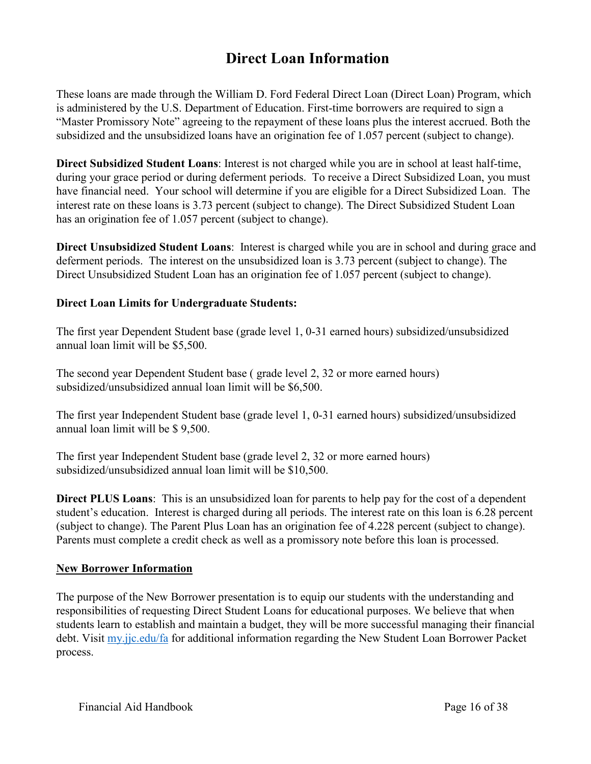# Direct Loan Information

These loans are made through the William D. Ford Federal Direct Loan (Direct Loan) Program, which is administered by the U.S. Department of Education. First-time borrowers are required to sign a "Master Promissory Note" agreeing to the repayment of these loans plus the interest accrued. Both the subsidized and the unsubsidized loans have an origination fee of 1.057 percent (subject to change).

**Direct Subsidized Student Loans**: Interest is not charged while you are in school at least half-time, during your grace period or during deferment periods. To receive a Direct Subsidized Loan, you must have financial need. Your school will determine if you are eligible for a Direct Subsidized Loan. The interest rate on these loans is 3.73 percent (subject to change). The Direct Subsidized Student Loan has an origination fee of 1.057 percent (subject to change).

**Direct Unsubsidized Student Loans**: Interest is charged while you are in school and during grace and deferment periods. The interest on the unsubsidized loan is 3.73 percent (subject to change). The Direct Unsubsidized Student Loan has an origination fee of 1.057 percent (subject to change).

**Direct Loan Limits for Undergraduate Students:**

The first year Dependent Student base (grade level 1, 0-31 earned hours) subsidized/unsubsidized annual loan limit will be $5,500.

The second year Dependent Student base ( grade level 2, 32 or more earned hours) subsidized/unsubsidized annual loan limit will be $6,500.

The first year Independent Student base (grade level 1, 0-31 earned hours) subsidized/unsubsidized annual loan limit will be $ 9,500.

The first year Independent Student base (grade level 2, 32 or more earned hours) subsidized/unsubsidized annual loan limit will be $10,500.

**Direct PLUS Loans**: This is an unsubsidized loan for parents to help pay for the cost of a dependent student's education. Interest is charged during all periods. The interest rate on this loan is 6.28 percent (subject to change). The Parent Plus Loan has an origination fee of 4.228 percent (subject to change). Parents must complete a credit check as well as a promissory note before this loan is processed.

**<u>New Borrower Information</u>**

The purpose of the New Borrower presentation is to equip our students with the understanding and responsibilities of requesting Direct Student Loans for educational purposes. We believe that when students learn to establish and maintain a budget, they will be more successful managing their financial debt. Visit [my.jjc.edu/fa](my.jjc.edu/fa) for additional information regarding the New Student Loan Borrower Packet process.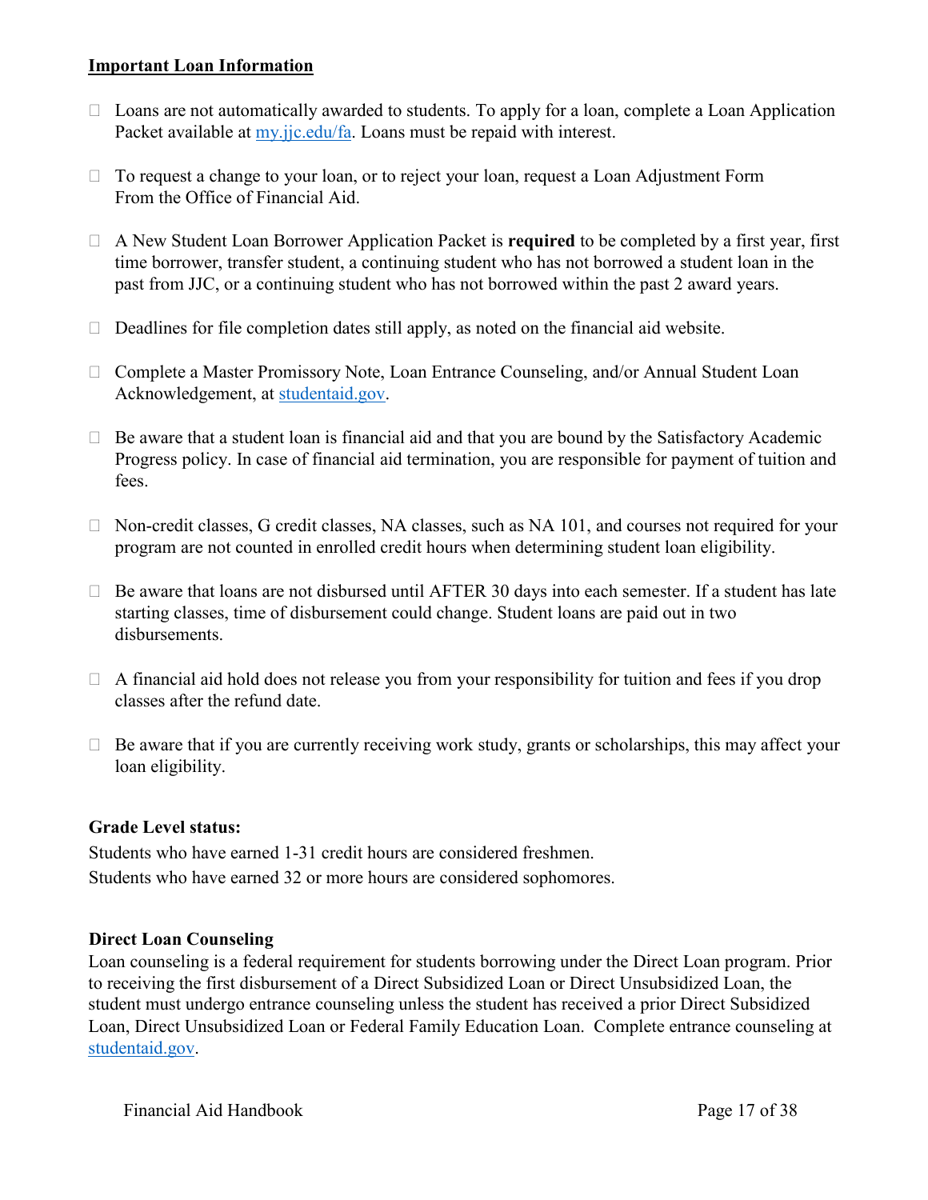## Important Loan Information

- Loans are not automatically awarded to students. To apply for a loan, complete a Loan Application Packet available at [my.jjc.edu/fa](my.jjc.edu/fa). Loans must be repaid with interest.
- To request a change to your loan, or to reject your loan, request a Loan Adjustment Form From the Office of Financial Aid.
- A New Student Loan Borrower Application Packet is **required** to be completed by a first year, first time borrower, transfer student, a continuing student who has not borrowed a student loan in the past from JJC, or a continuing student who has not borrowed within the past 2 award years.
- Deadlines for file completion dates still apply, as noted on the financial aid website.
- Complete a Master Promissory Note, Loan Entrance Counseling, and/or Annual Student Loan Acknowledgement, at [studentaid.gov](studentaid.gov).
- Be aware that a student loan is financial aid and that you are bound by the Satisfactory Academic Progress policy. In case of financial aid termination, you are responsible for payment of tuition and fees.
- Non-credit classes, G credit classes, NA classes, such as NA 101, and courses not required for your program are not counted in enrolled credit hours when determining student loan eligibility.
- Be aware that loans are not disbursed until AFTER 30 days into each semester. If a student has late starting classes, time of disbursement could change. Student loans are paid out in two disbursements.
- A financial aid hold does not release you from your responsibility for tuition and fees if you drop classes after the refund date.
- Be aware that if you are currently receiving work study, grants or scholarships, this may affect your loan eligibility.

### Grade Level status:

Students who have earned 1-31 credit hours are considered freshmen.
Students who have earned 32 or more hours are considered sophomores.

### Direct Loan Counseling

Loan counseling is a federal requirement for students borrowing under the Direct Loan program. Prior to receiving the first disbursement of a Direct Subsidized Loan or Direct Unsubsidized Loan, the student must undergo entrance counseling unless the student has received a prior Direct Subsidized Loan, Direct Unsubsidized Loan or Federal Family Education Loan. Complete entrance counseling at [studentaid.gov](studentaid.gov).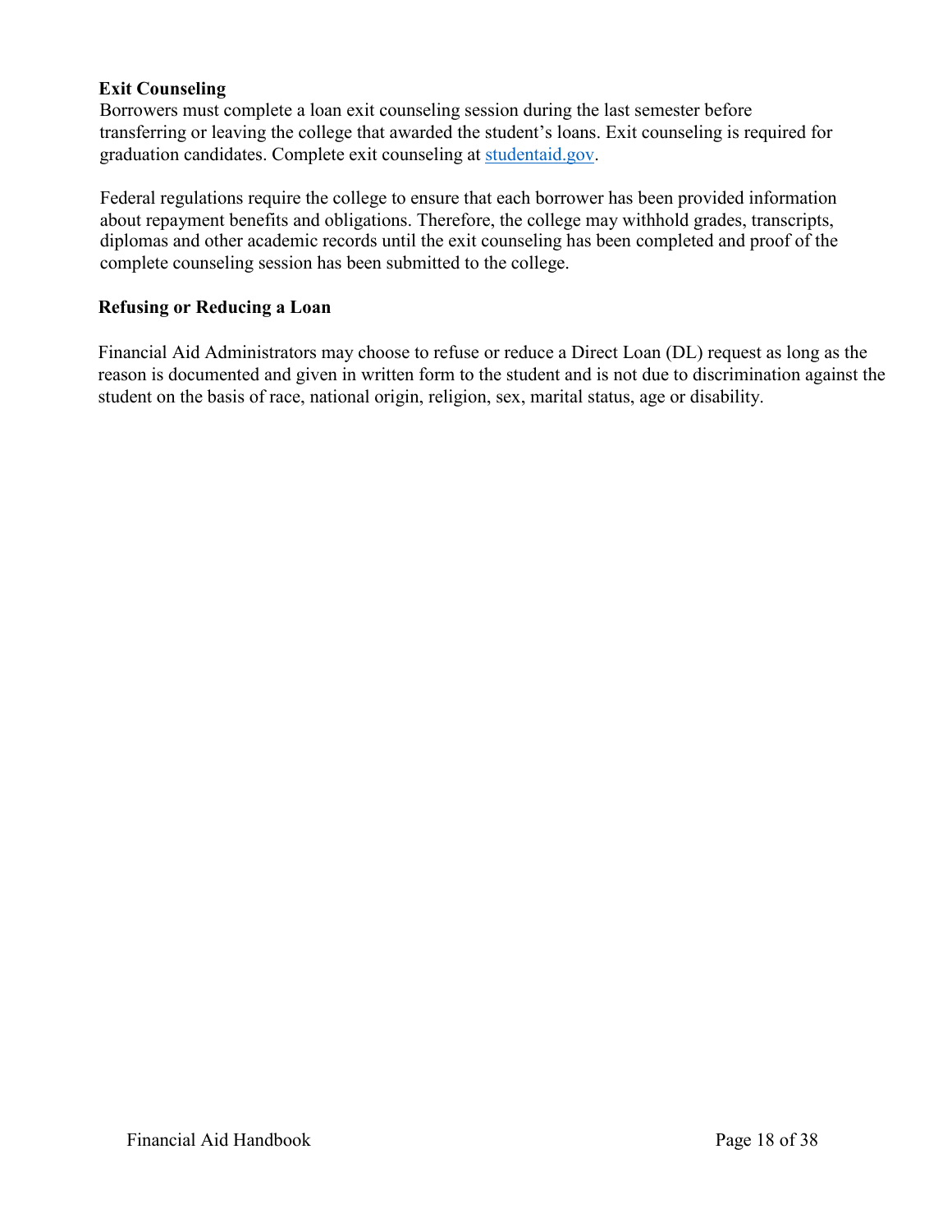**Exit Counseling**

Borrowers must complete a loan exit counseling session during the last semester before transferring or leaving the college that awarded the student's loans. Exit counseling is required for graduation candidates. Complete exit counseling at [studentaid.gov](https://studentaid.gov).

Federal regulations require the college to ensure that each borrower has been provided information about repayment benefits and obligations. Therefore, the college may withhold grades, transcripts, diplomas and other academic records until the exit counseling has been completed and proof of the complete counseling session has been submitted to the college.

**Refusing or Reducing a Loan**

Financial Aid Administrators may choose to refuse or reduce a Direct Loan (DL) request as long as the reason is documented and given in written form to the student and is not due to discrimination against the student on the basis of race, national origin, religion, sex, marital status, age or disability.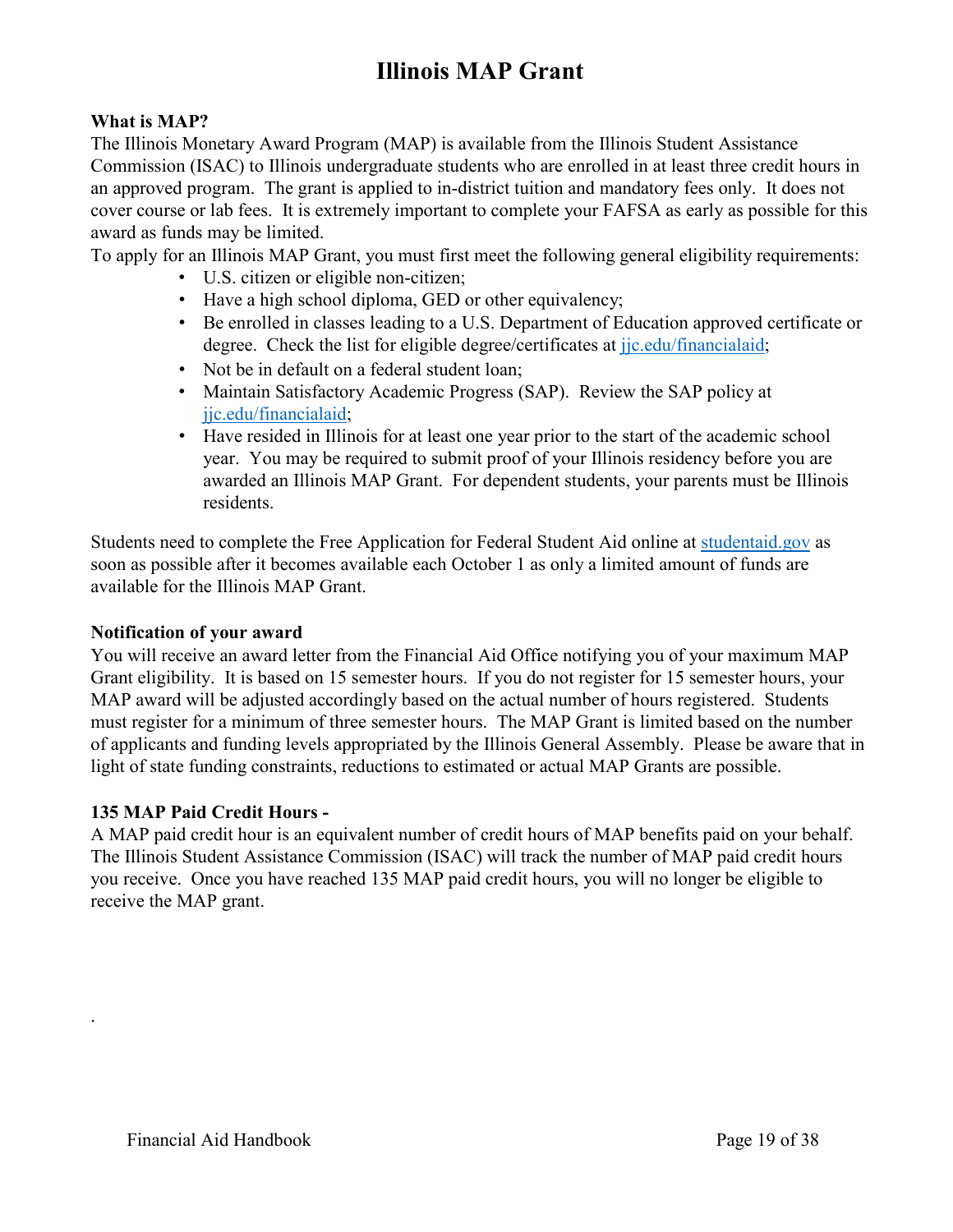# Illinois MAP Grant

**What is MAP?**

The Illinois Monetary Award Program (MAP) is available from the Illinois Student Assistance Commission (ISAC) to Illinois undergraduate students who are enrolled in at least three credit hours in an approved program. The grant is applied to in-district tuition and mandatory fees only. It does not cover course or lab fees. It is extremely important to complete your FAFSA as early as possible for this award as funds may be limited.

To apply for an Illinois MAP Grant, you must first meet the following general eligibility requirements:

- U.S. citizen or eligible non-citizen;
- Have a high school diploma, GED or other equivalency;
- Be enrolled in classes leading to a U.S. Department of Education approved certificate or degree. Check the list for eligible degree/certificates at jjc.edu/financialaid;
- Not be in default on a federal student loan;
- Maintain Satisfactory Academic Progress (SAP). Review the SAP policy at jjc.edu/financialaid;
- Have resided in Illinois for at least one year prior to the start of the academic school year. You may be required to submit proof of your Illinois residency before you are awarded an Illinois MAP Grant. For dependent students, your parents must be Illinois residents.

Students need to complete the Free Application for Federal Student Aid online at studentaid.gov as soon as possible after it becomes available each October 1 as only a limited amount of funds are available for the Illinois MAP Grant.

**Notification of your award**

You will receive an award letter from the Financial Aid Office notifying you of your maximum MAP Grant eligibility. It is based on 15 semester hours. If you do not register for 15 semester hours, your MAP award will be adjusted accordingly based on the actual number of hours registered. Students must register for a minimum of three semester hours. The MAP Grant is limited based on the number of applicants and funding levels appropriated by the Illinois General Assembly. Please be aware that in light of state funding constraints, reductions to estimated or actual MAP Grants are possible.

**135 MAP Paid Credit Hours -**

A MAP paid credit hour is an equivalent number of credit hours of MAP benefits paid on your behalf. The Illinois Student Assistance Commission (ISAC) will track the number of MAP paid credit hours you receive. Once you have reached 135 MAP paid credit hours, you will no longer be eligible to receive the MAP grant.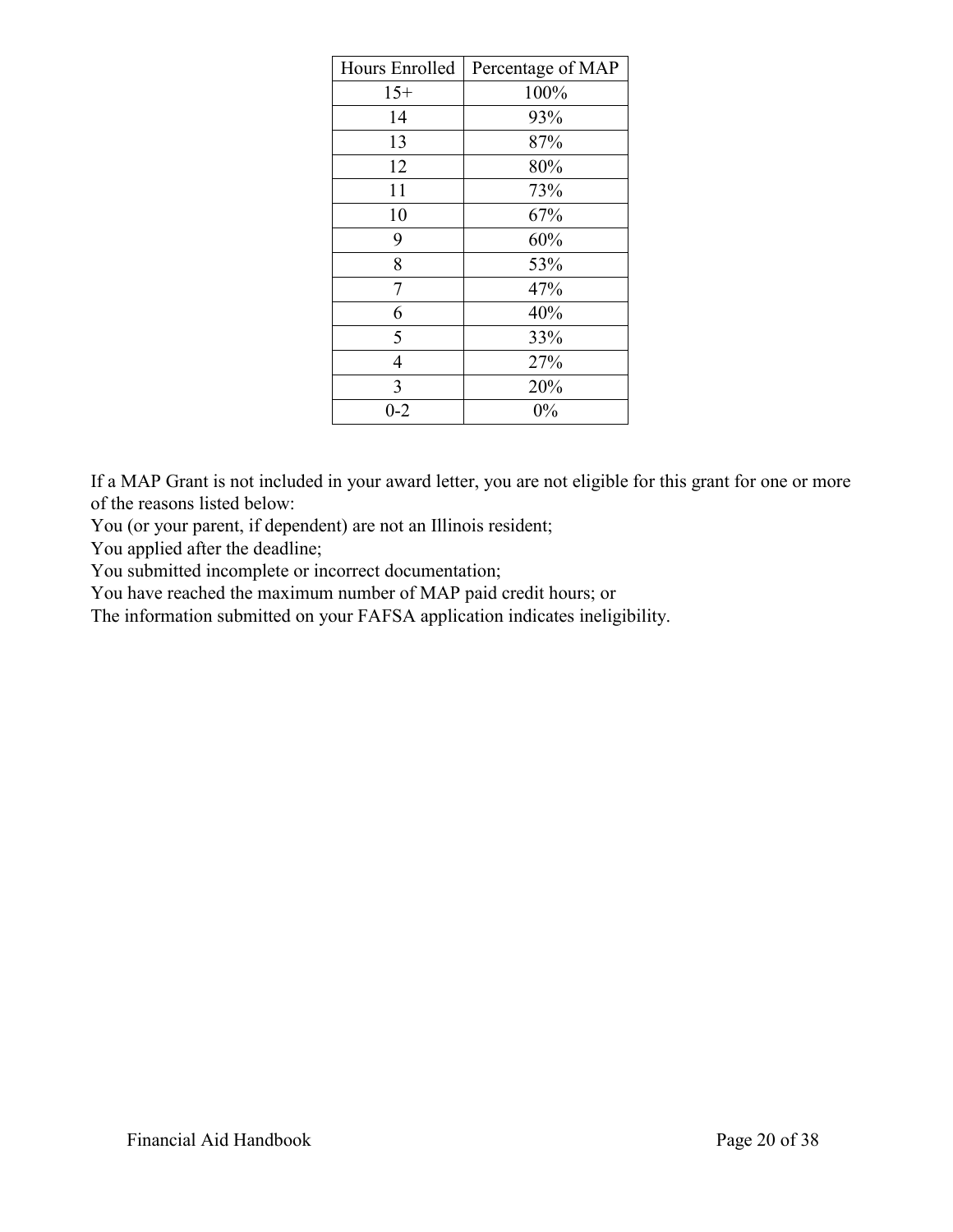| Hours Enrolled | Percentage of MAP |
| --- | --- |
| 15+ | 100% |
| 14 | 93% |
| 13 | 87% |
| 12 | 80% |
| 11 | 73% |
| 10 | 67% |
| 9 | 60% |
| 8 | 53% |
| 7 | 47% |
| 6 | 40% |
| 5 | 33% |
| 4 | 27% |
| 3 | 20% |
| 0-2 | 0% |

If a MAP Grant is not included in your award letter, you are not eligible for this grant for one or more of the reasons listed below:

You (or your parent, if dependent) are not an Illinois resident;

You applied after the deadline;

You submitted incomplete or incorrect documentation;

You have reached the maximum number of MAP paid credit hours; or

The information submitted on your FAFSA application indicates ineligibility.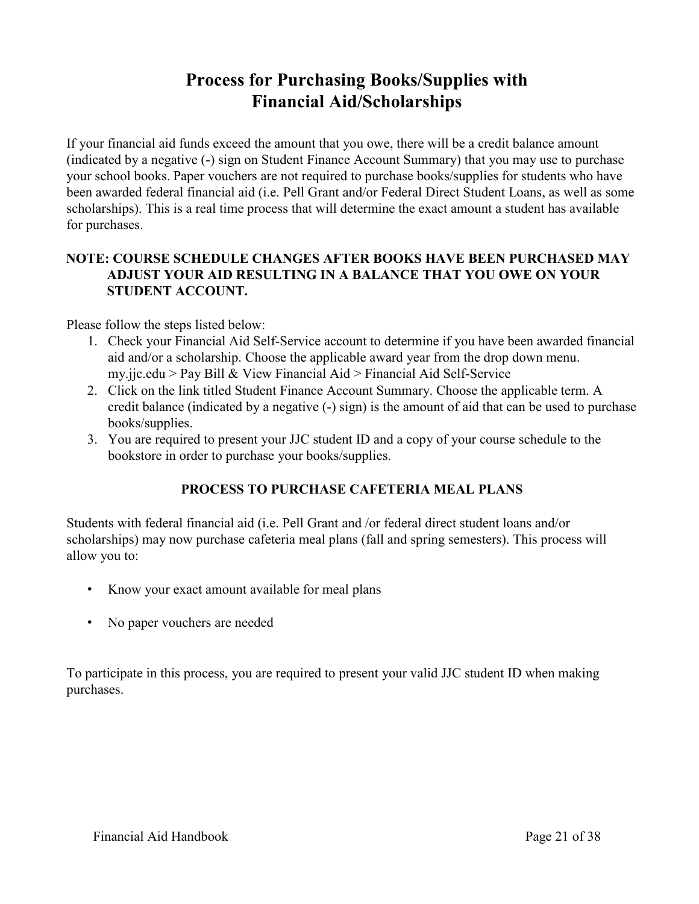# Process for Purchasing Books/Supplies with Financial Aid/Scholarships

If your financial aid funds exceed the amount that you owe, there will be a credit balance amount (indicated by a negative (-) sign on Student Finance Account Summary) that you may use to purchase your school books. Paper vouchers are not required to purchase books/supplies for students who have been awarded federal financial aid (i.e. Pell Grant and/or Federal Direct Student Loans, as well as some scholarships). This is a real time process that will determine the exact amount a student has available for purchases.

**NOTE: COURSE SCHEDULE CHANGES AFTER BOOKS HAVE BEEN PURCHASED MAY ADJUST YOUR AID RESULTING IN A BALANCE THAT YOU OWE ON YOUR STUDENT ACCOUNT.**

Please follow the steps listed below:

1. Check your Financial Aid Self-Service account to determine if you have been awarded financial aid and/or a scholarship. Choose the applicable award year from the drop down menu. my.jjc.edu > Pay Bill & View Financial Aid > Financial Aid Self-Service
2. Click on the link titled Student Finance Account Summary. Choose the applicable term. A credit balance (indicated by a negative (-) sign) is the amount of aid that can be used to purchase books/supplies.
3. You are required to present your JJC student ID and a copy of your course schedule to the bookstore in order to purchase your books/supplies.

## PROCESS TO PURCHASE CAFETERIA MEAL PLANS

Students with federal financial aid (i.e. Pell Grant and /or federal direct student loans and/or scholarships) may now purchase cafeteria meal plans (fall and spring semesters). This process will allow you to:

- Know your exact amount available for meal plans
- No paper vouchers are needed

To participate in this process, you are required to present your valid JJC student ID when making purchases.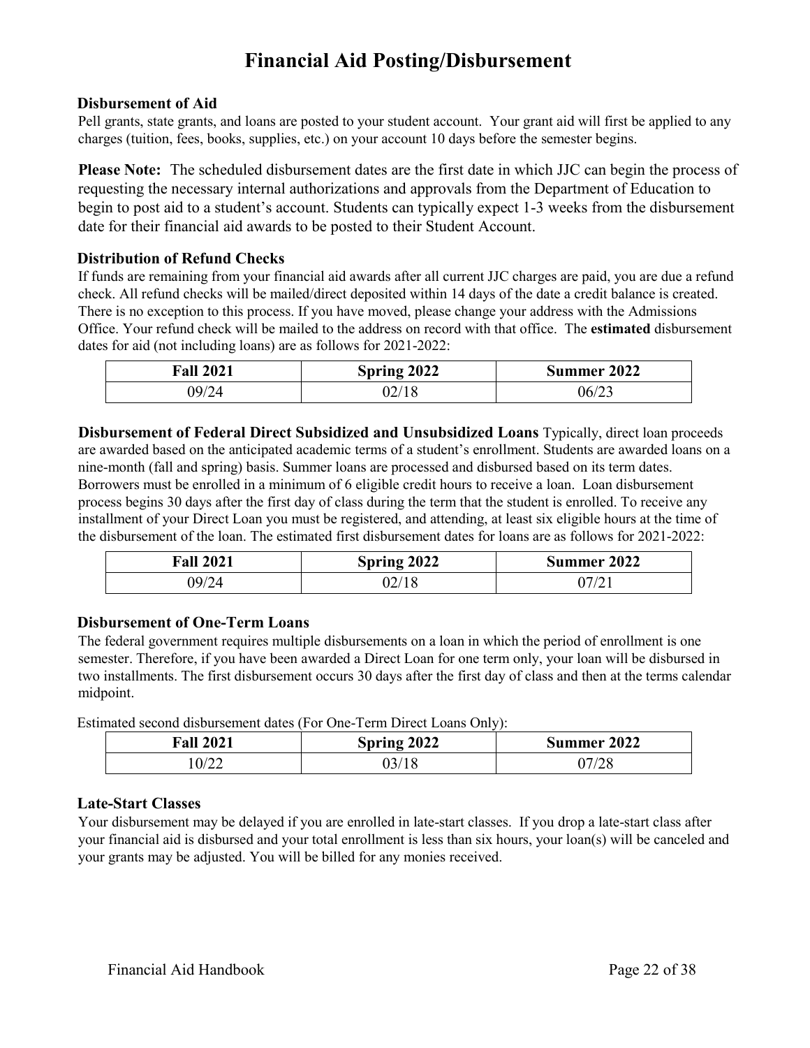# Financial Aid Posting/Disbursement

### Disbursement of Aid

Pell grants, state grants, and loans are posted to your student account. Your grant aid will first be applied to any charges (tuition, fees, books, supplies, etc.) on your account 10 days before the semester begins.

**Please Note:** The scheduled disbursement dates are the first date in which JJC can begin the process of requesting the necessary internal authorizations and approvals from the Department of Education to begin to post aid to a student's account. Students can typically expect 1-3 weeks from the disbursement date for their financial aid awards to be posted to their Student Account.

### Distribution of Refund Checks

If funds are remaining from your financial aid awards after all current JJC charges are paid, you are due a refund check. All refund checks will be mailed/direct deposited within 14 days of the date a credit balance is created. There is no exception to this process. If you have moved, please change your address with the Admissions Office. Your refund check will be mailed to the address on record with that office. The **estimated** disbursement dates for aid (not including loans) are as follows for 2021-2022:

| Fall 2021 | Spring 2022 | Summer 2022 |
|---|---|---|
| 09/24 | 02/18 | 06/23 |

**Disbursement of Federal Direct Subsidized and Unsubsidized Loans** Typically, direct loan proceeds are awarded based on the anticipated academic terms of a student's enrollment. Students are awarded loans on a nine-month (fall and spring) basis. Summer loans are processed and disbursed based on its term dates. Borrowers must be enrolled in a minimum of 6 eligible credit hours to receive a loan. Loan disbursement process begins 30 days after the first day of class during the term that the student is enrolled. To receive any installment of your Direct Loan you must be registered, and attending, at least six eligible hours at the time of the disbursement of the loan. The estimated first disbursement dates for loans are as follows for 2021-2022:

| Fall 2021 | Spring 2022 | Summer 2022 |
|---|---|---|
| 09/24 | 02/18 | 07/21 |

### Disbursement of One-Term Loans

The federal government requires multiple disbursements on a loan in which the period of enrollment is one semester. Therefore, if you have been awarded a Direct Loan for one term only, your loan will be disbursed in two installments. The first disbursement occurs 30 days after the first day of class and then at the terms calendar midpoint.

Estimated second disbursement dates (For One-Term Direct Loans Only):

| Fall 2021 | Spring 2022 | Summer 2022 |
|---|---|---|
| 10/22 | 03/18 | 07/28 |

### Late-Start Classes

Your disbursement may be delayed if you are enrolled in late-start classes. If you drop a late-start class after your financial aid is disbursed and your total enrollment is less than six hours, your loan(s) will be canceled and your grants may be adjusted. You will be billed for any monies received.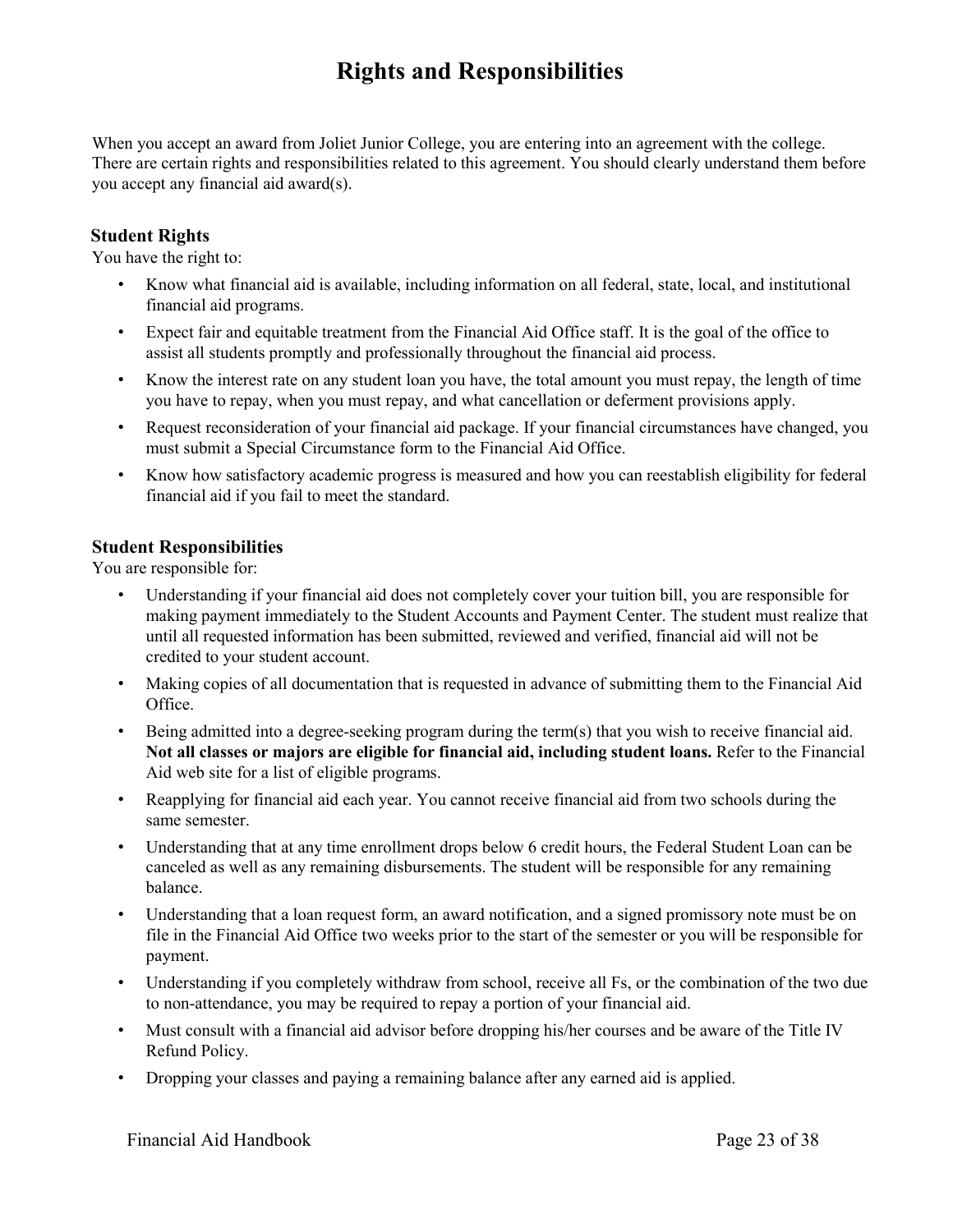# Rights and Responsibilities

When you accept an award from Joliet Junior College, you are entering into an agreement with the college. There are certain rights and responsibilities related to this agreement. You should clearly understand them before you accept any financial aid award(s).

### Student Rights

You have the right to:

- Know what financial aid is available, including information on all federal, state, local, and institutional financial aid programs.
- Expect fair and equitable treatment from the Financial Aid Office staff. It is the goal of the office to assist all students promptly and professionally throughout the financial aid process.
- Know the interest rate on any student loan you have, the total amount you must repay, the length of time you have to repay, when you must repay, and what cancellation or deferment provisions apply.
- Request reconsideration of your financial aid package. If your financial circumstances have changed, you must submit a Special Circumstance form to the Financial Aid Office.
- Know how satisfactory academic progress is measured and how you can reestablish eligibility for federal financial aid if you fail to meet the standard.

### Student Responsibilities

You are responsible for:

- Understanding if your financial aid does not completely cover your tuition bill, you are responsible for making payment immediately to the Student Accounts and Payment Center. The student must realize that until all requested information has been submitted, reviewed and verified, financial aid will not be credited to your student account.
- Making copies of all documentation that is requested in advance of submitting them to the Financial Aid Office.
- Being admitted into a degree-seeking program during the term(s) that you wish to receive financial aid. **Not all classes or majors are eligible for financial aid, including student loans.** Refer to the Financial Aid web site for a list of eligible programs.
- Reapplying for financial aid each year. You cannot receive financial aid from two schools during the same semester.
- Understanding that at any time enrollment drops below 6 credit hours, the Federal Student Loan can be canceled as well as any remaining disbursements. The student will be responsible for any remaining balance.
- Understanding that a loan request form, an award notification, and a signed promissory note must be on file in the Financial Aid Office two weeks prior to the start of the semester or you will be responsible for payment.
- Understanding if you completely withdraw from school, receive all Fs, or the combination of the two due to non-attendance, you may be required to repay a portion of your financial aid.
- Must consult with a financial aid advisor before dropping his/her courses and be aware of the Title IV Refund Policy.
- Dropping your classes and paying a remaining balance after any earned aid is applied.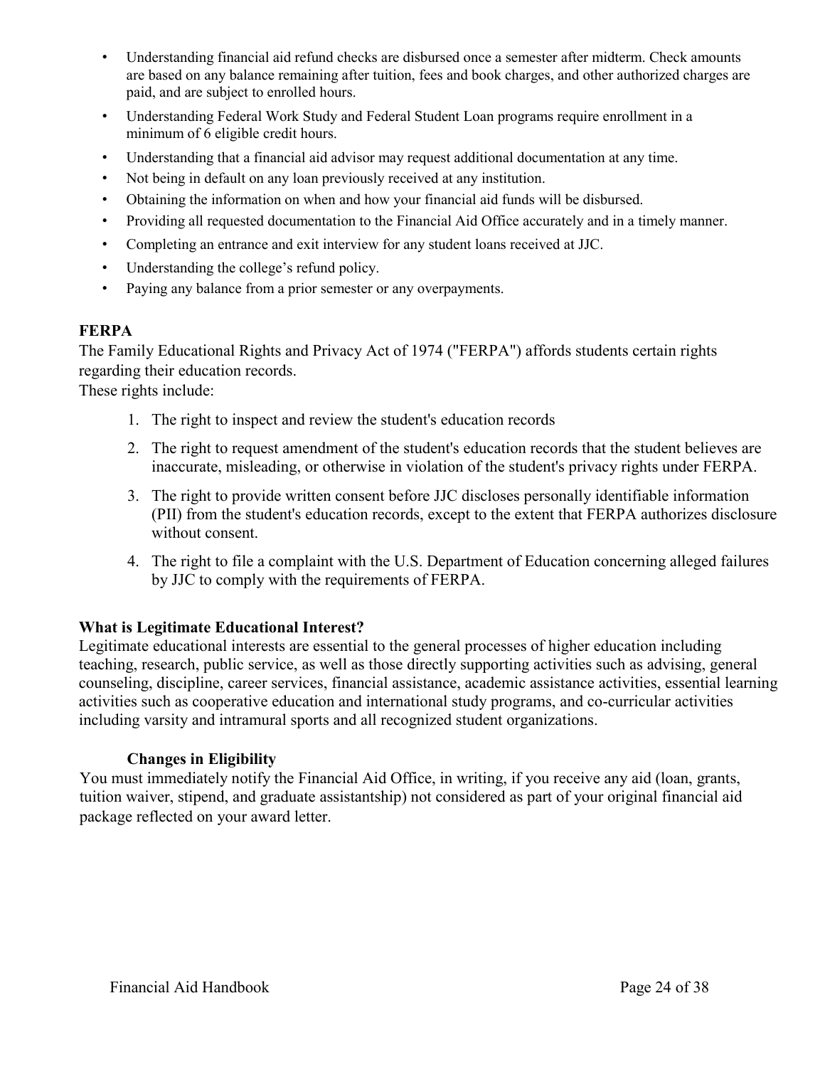- Understanding financial aid refund checks are disbursed once a semester after midterm. Check amounts are based on any balance remaining after tuition, fees and book charges, and other authorized charges are paid, and are subject to enrolled hours.
- Understanding Federal Work Study and Federal Student Loan programs require enrollment in a minimum of 6 eligible credit hours.
- Understanding that a financial aid advisor may request additional documentation at any time.
- Not being in default on any loan previously received at any institution.
- Obtaining the information on when and how your financial aid funds will be disbursed.
- Providing all requested documentation to the Financial Aid Office accurately and in a timely manner.
- Completing an entrance and exit interview for any student loans received at JJC.
- Understanding the college's refund policy.
- Paying any balance from a prior semester or any overpayments.

**FERPA**

The Family Educational Rights and Privacy Act of 1974 ("FERPA") affords students certain rights regarding their education records.
These rights include:

1. The right to inspect and review the student's education records
2. The right to request amendment of the student's education records that the student believes are inaccurate, misleading, or otherwise in violation of the student's privacy rights under FERPA.
3. The right to provide written consent before JJC discloses personally identifiable information (PII) from the student's education records, except to the extent that FERPA authorizes disclosure without consent.
4. The right to file a complaint with the U.S. Department of Education concerning alleged failures by JJC to comply with the requirements of FERPA.

**What is Legitimate Educational Interest?**

Legitimate educational interests are essential to the general processes of higher education including teaching, research, public service, as well as those directly supporting activities such as advising, general counseling, discipline, career services, financial assistance, academic assistance activities, essential learning activities such as cooperative education and international study programs, and co-curricular activities including varsity and intramural sports and all recognized student organizations.

**Changes in Eligibility**

You must immediately notify the Financial Aid Office, in writing, if you receive any aid (loan, grants, tuition waiver, stipend, and graduate assistantship) not considered as part of your original financial aid package reflected on your award letter.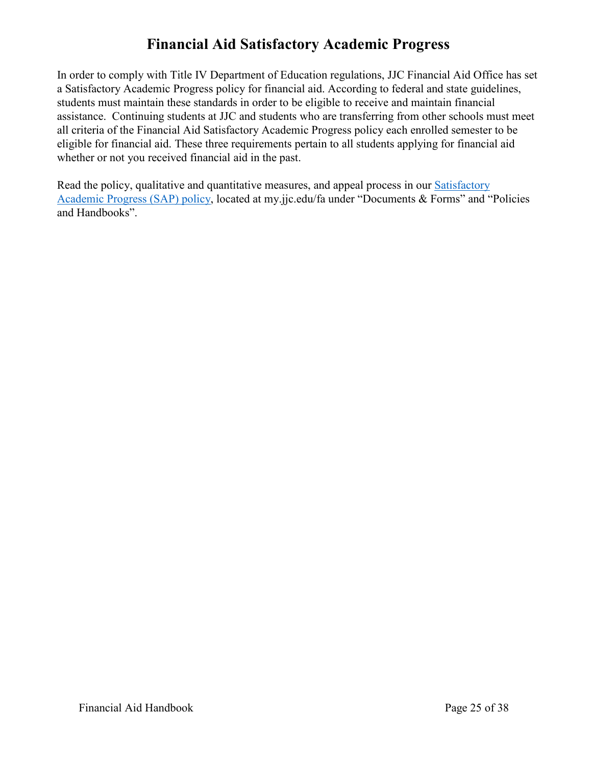# Financial Aid Satisfactory Academic Progress

In order to comply with Title IV Department of Education regulations, JJC Financial Aid Office has set a Satisfactory Academic Progress policy for financial aid. According to federal and state guidelines, students must maintain these standards in order to be eligible to receive and maintain financial assistance. Continuing students at JJC and students who are transferring from other schools must meet all criteria of the Financial Aid Satisfactory Academic Progress policy each enrolled semester to be eligible for financial aid. These three requirements pertain to all students applying for financial aid whether or not you received financial aid in the past.

Read the policy, qualitative and quantitative measures, and appeal process in our Satisfactory Academic Progress (SAP) policy, located at my.jjc.edu/fa under "Documents & Forms" and "Policies and Handbooks".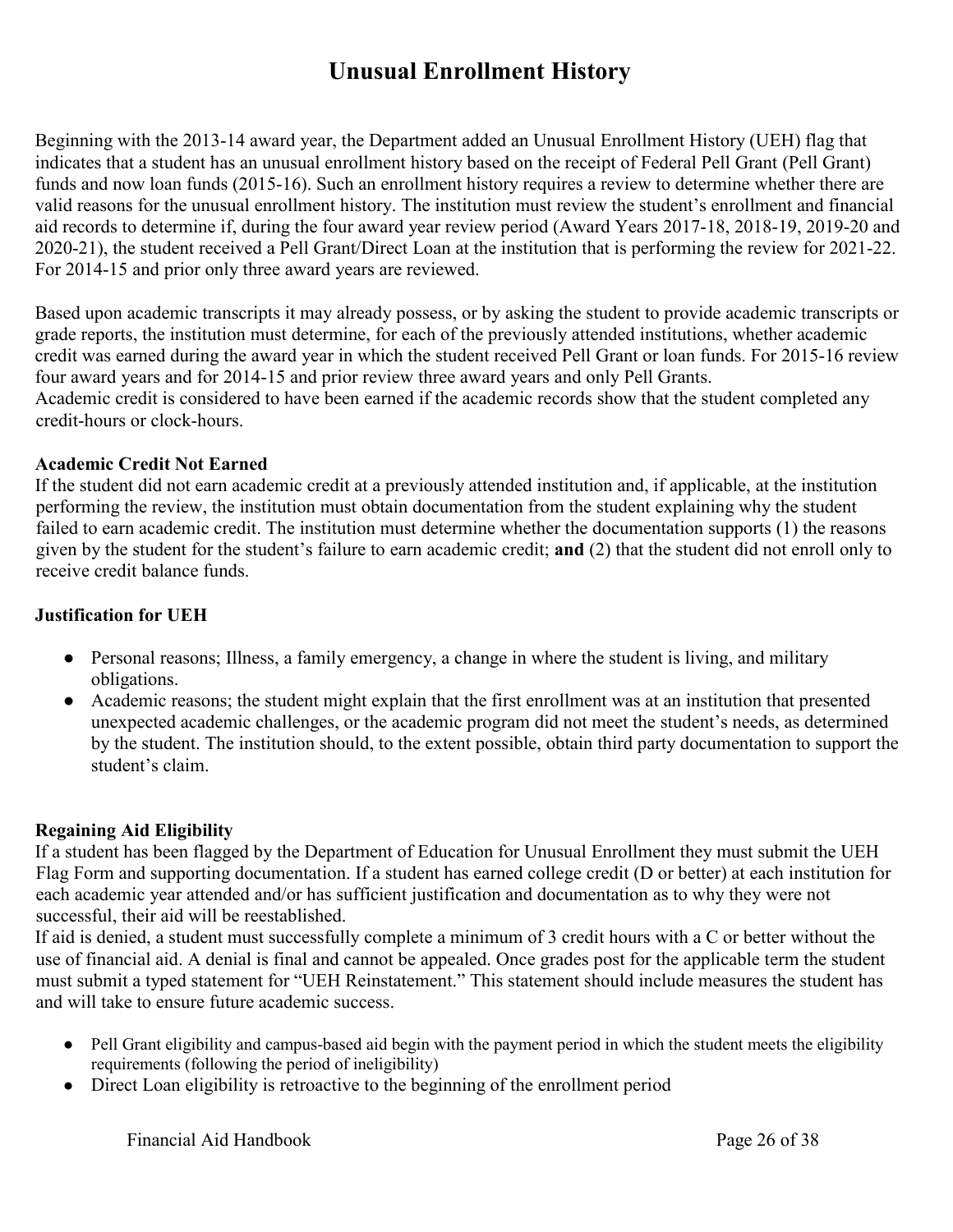# Unusual Enrollment History

Beginning with the 2013-14 award year, the Department added an Unusual Enrollment History (UEH) flag that indicates that a student has an unusual enrollment history based on the receipt of Federal Pell Grant (Pell Grant) funds and now loan funds (2015-16). Such an enrollment history requires a review to determine whether there are valid reasons for the unusual enrollment history. The institution must review the student's enrollment and financial aid records to determine if, during the four award year review period (Award Years 2017-18, 2018-19, 2019-20 and 2020-21), the student received a Pell Grant/Direct Loan at the institution that is performing the review for 2021-22. For 2014-15 and prior only three award years are reviewed.

Based upon academic transcripts it may already possess, or by asking the student to provide academic transcripts or grade reports, the institution must determine, for each of the previously attended institutions, whether academic credit was earned during the award year in which the student received Pell Grant or loan funds. For 2015-16 review four award years and for 2014-15 and prior review three award years and only Pell Grants.
Academic credit is considered to have been earned if the academic records show that the student completed any credit-hours or clock-hours.

**Academic Credit Not Earned**
If the student did not earn academic credit at a previously attended institution and, if applicable, at the institution performing the review, the institution must obtain documentation from the student explaining why the student failed to earn academic credit. The institution must determine whether the documentation supports (1) the reasons given by the student for the student's failure to earn academic credit; **and** (2) that the student did not enroll only to receive credit balance funds.

**Justification for UEH**

- Personal reasons; Illness, a family emergency, a change in where the student is living, and military obligations.
- Academic reasons; the student might explain that the first enrollment was at an institution that presented unexpected academic challenges, or the academic program did not meet the student's needs, as determined by the student. The institution should, to the extent possible, obtain third party documentation to support the student's claim.

**Regaining Aid Eligibility**
If a student has been flagged by the Department of Education for Unusual Enrollment they must submit the UEH Flag Form and supporting documentation. If a student has earned college credit (D or better) at each institution for each academic year attended and/or has sufficient justification and documentation as to why they were not successful, their aid will be reestablished.
If aid is denied, a student must successfully complete a minimum of 3 credit hours with a C or better without the use of financial aid. A denial is final and cannot be appealed. Once grades post for the applicable term the student must submit a typed statement for "UEH Reinstatement." This statement should include measures the student has and will take to ensure future academic success.

- Pell Grant eligibility and campus-based aid begin with the payment period in which the student meets the eligibility requirements (following the period of ineligibility)
- Direct Loan eligibility is retroactive to the beginning of the enrollment period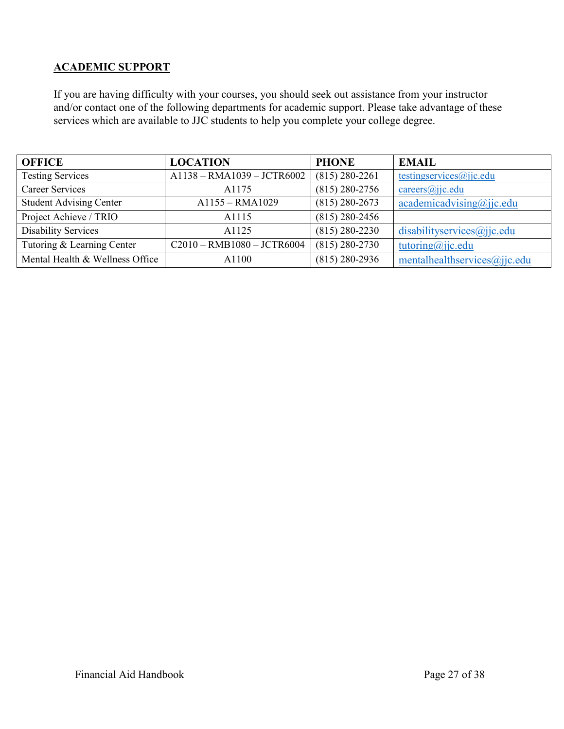## ACADEMIC SUPPORT

If you are having difficulty with your courses, you should seek out assistance from your instructor and/or contact one of the following departments for academic support. Please take advantage of these services which are available to JJC students to help you complete your college degree.

| OFFICE | LOCATION | PHONE | EMAIL |
|---|---|---|---|
| Testing Services | A1138 – RMA1039 – JCTR6002 | (815) 280-2261 | testingservices@jjc.edu |
| Career Services | A1175 | (815) 280-2756 | careers@jjc.edu |
| Student Advising Center | A1155 – RMA1029 | (815) 280-2673 | academicadvising@jjc.edu |
| Project Achieve / TRIO | A1115 | (815) 280-2456 | |
| Disability Services | A1125 | (815) 280-2230 | disabilityservices@jjc.edu |
| Tutoring & Learning Center | C2010 – RMB1080 – JCTR6004 | (815) 280-2730 | tutoring@jjc.edu |
| Mental Health & Wellness Office | A1100 | (815) 280-2936 | mentalhealthservices@jjc.edu |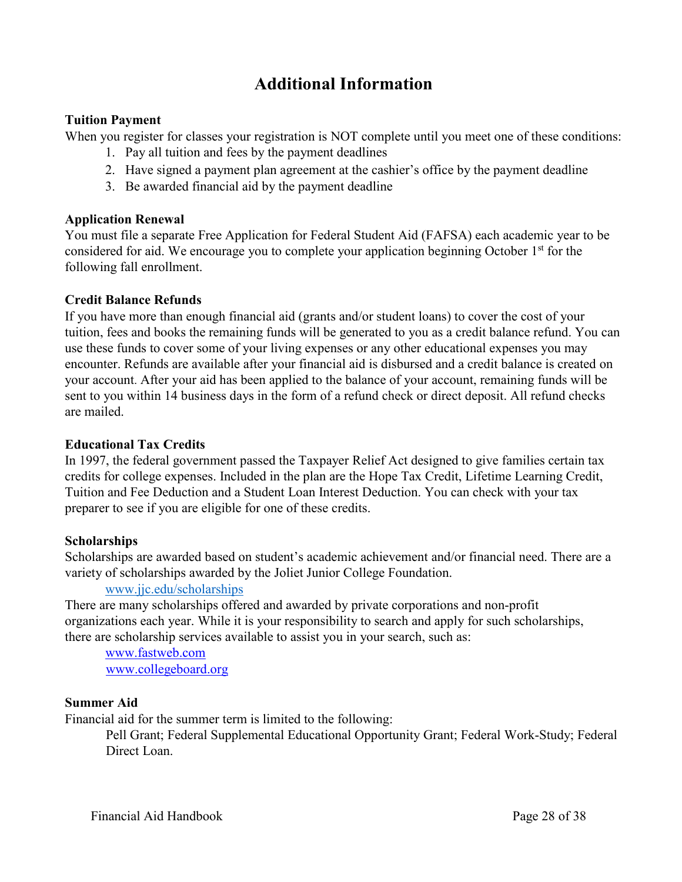# Additional Information

**Tuition Payment**

When you register for classes your registration is NOT complete until you meet one of these conditions:

1. Pay all tuition and fees by the payment deadlines
2. Have signed a payment plan agreement at the cashier's office by the payment deadline
3. Be awarded financial aid by the payment deadline

**Application Renewal**

You must file a separate Free Application for Federal Student Aid (FAFSA) each academic year to be considered for aid. We encourage you to complete your application beginning October 1st for the following fall enrollment.

**Credit Balance Refunds**

If you have more than enough financial aid (grants and/or student loans) to cover the cost of your tuition, fees and books the remaining funds will be generated to you as a credit balance refund. You can use these funds to cover some of your living expenses or any other educational expenses you may encounter. Refunds are available after your financial aid is disbursed and a credit balance is created on your account. After your aid has been applied to the balance of your account, remaining funds will be sent to you within 14 business days in the form of a refund check or direct deposit. All refund checks are mailed.

**Educational Tax Credits**

In 1997, the federal government passed the Taxpayer Relief Act designed to give families certain tax credits for college expenses. Included in the plan are the Hope Tax Credit, Lifetime Learning Credit, Tuition and Fee Deduction and a Student Loan Interest Deduction. You can check with your tax preparer to see if you are eligible for one of these credits.

**Scholarships**

Scholarships are awarded based on student's academic achievement and/or financial need. There are a variety of scholarships awarded by the Joliet Junior College Foundation.

www.jjc.edu/scholarships

There are many scholarships offered and awarded by private corporations and non-profit organizations each year. While it is your responsibility to search and apply for such scholarships, there are scholarship services available to assist you in your search, such as:

www.fastweb.com
www.collegeboard.org

**Summer Aid**

Financial aid for the summer term is limited to the following:

Pell Grant; Federal Supplemental Educational Opportunity Grant; Federal Work-Study; Federal Direct Loan.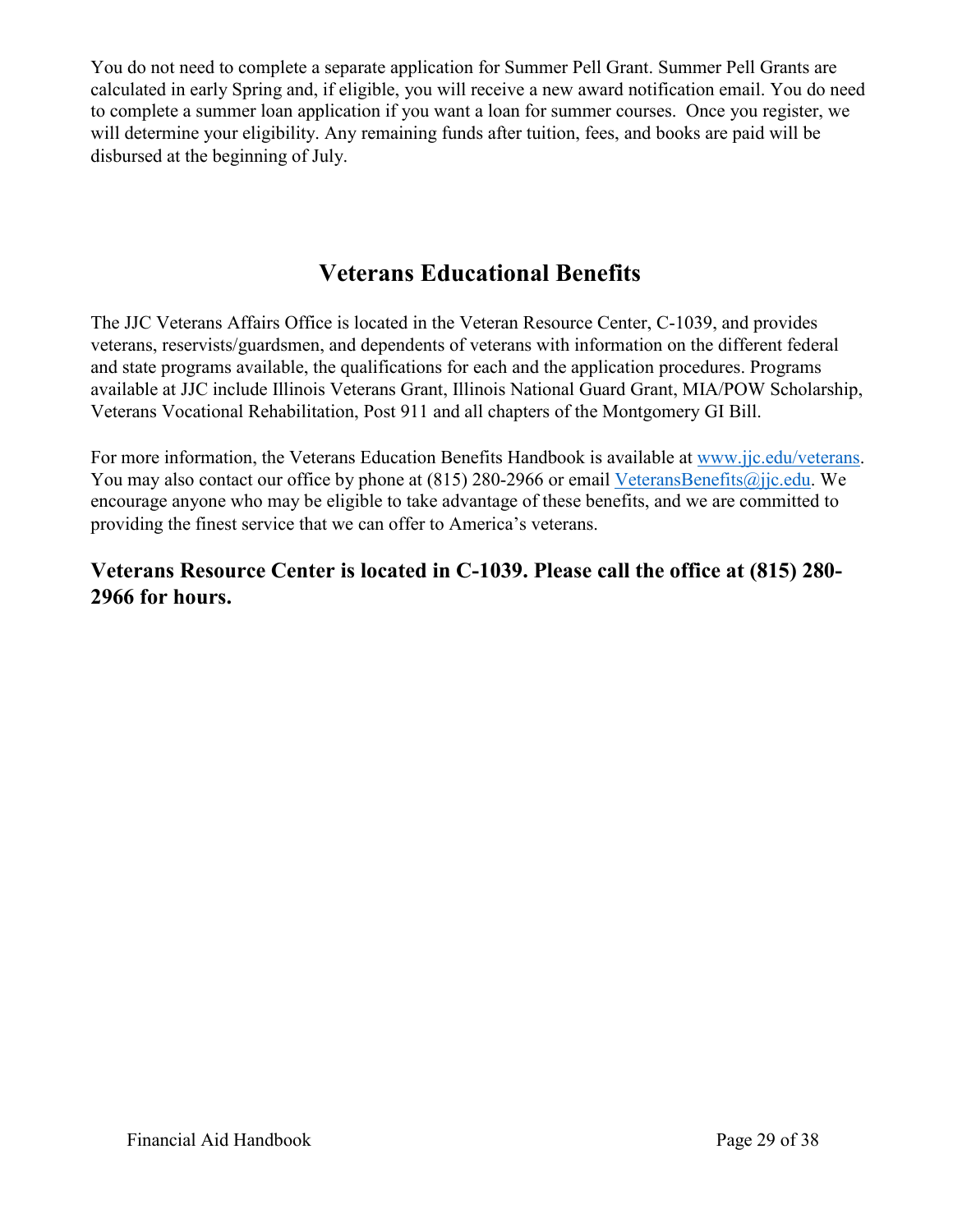You do not need to complete a separate application for Summer Pell Grant. Summer Pell Grants are calculated in early Spring and, if eligible, you will receive a new award notification email. You do need to complete a summer loan application if you want a loan for summer courses. Once you register, we will determine your eligibility. Any remaining funds after tuition, fees, and books are paid will be disbursed at the beginning of July.

## Veterans Educational Benefits

The JJC Veterans Affairs Office is located in the Veteran Resource Center, C-1039, and provides veterans, reservists/guardsmen, and dependents of veterans with information on the different federal and state programs available, the qualifications for each and the application procedures. Programs available at JJC include Illinois Veterans Grant, Illinois National Guard Grant, MIA/POW Scholarship, Veterans Vocational Rehabilitation, Post 911 and all chapters of the Montgomery GI Bill.

For more information, the Veterans Education Benefits Handbook is available at [www.jjc.edu/veterans](www.jjc.edu/veterans). You may also contact our office by phone at (815) 280-2966 or email [VeteransBenefits@jjc.edu](mailto:VeteransBenefits@jjc.edu). We encourage anyone who may be eligible to take advantage of these benefits, and we are committed to providing the finest service that we can offer to America's veterans.

### Veterans Resource Center is located in C-1039. Please call the office at (815) 280-2966 for hours.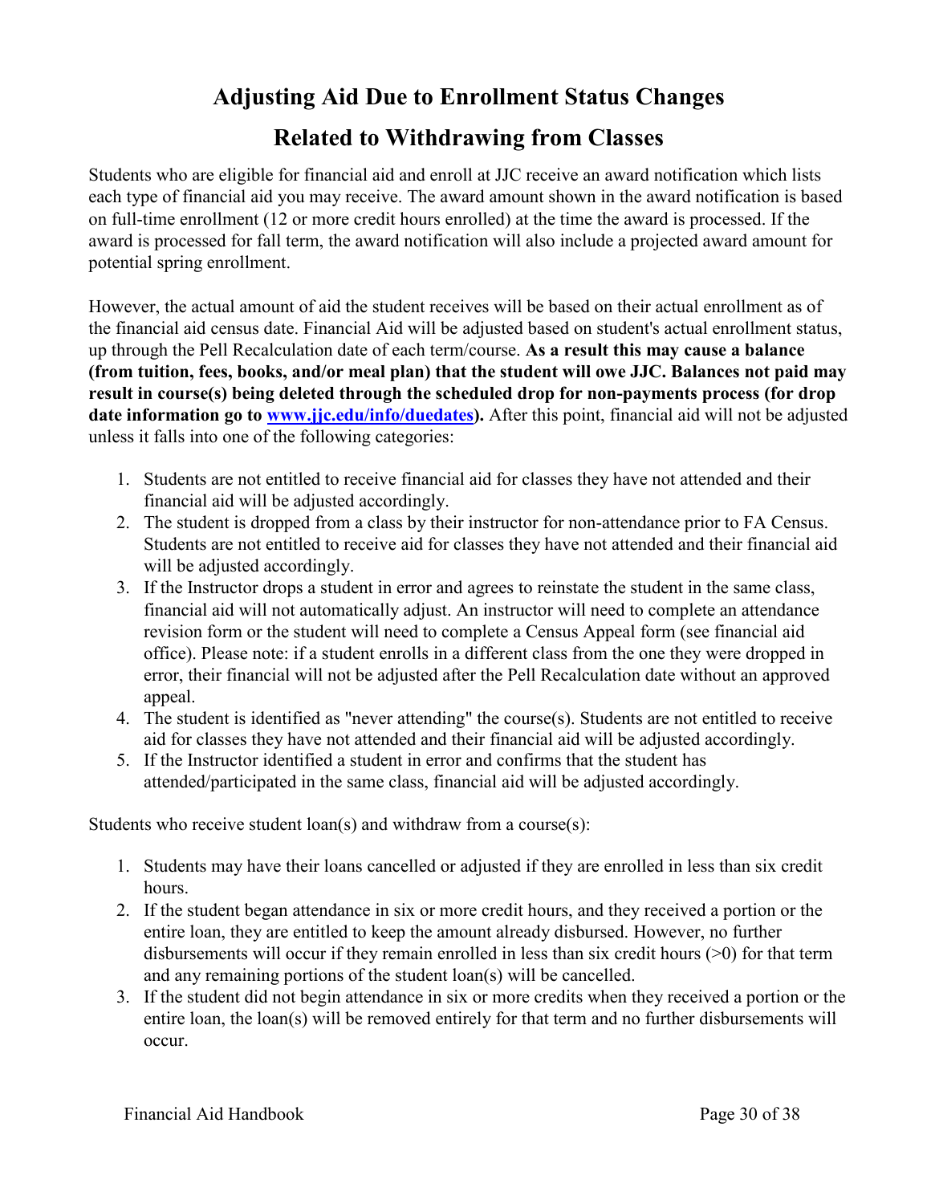# Adjusting Aid Due to Enrollment Status Changes

# Related to Withdrawing from Classes

Students who are eligible for financial aid and enroll at JJC receive an award notification which lists each type of financial aid you may receive. The award amount shown in the award notification is based on full-time enrollment (12 or more credit hours enrolled) at the time the award is processed. If the award is processed for fall term, the award notification will also include a projected award amount for potential spring enrollment.

However, the actual amount of aid the student receives will be based on their actual enrollment as of the financial aid census date. Financial Aid will be adjusted based on student's actual enrollment status, up through the Pell Recalculation date of each term/course. **As a result this may cause a balance (from tuition, fees, books, and/or meal plan) that the student will owe JJC. Balances not paid may result in course(s) being deleted through the scheduled drop for non-payments process (for drop date information go to [www.jjc.edu/info/duedates](www.jjc.edu/info/duedates)).** After this point, financial aid will not be adjusted unless it falls into one of the following categories:

1. Students are not entitled to receive financial aid for classes they have not attended and their financial aid will be adjusted accordingly.
2. The student is dropped from a class by their instructor for non-attendance prior to FA Census. Students are not entitled to receive aid for classes they have not attended and their financial aid will be adjusted accordingly.
3. If the Instructor drops a student in error and agrees to reinstate the student in the same class, financial aid will not automatically adjust. An instructor will need to complete an attendance revision form or the student will need to complete a Census Appeal form (see financial aid office). Please note: if a student enrolls in a different class from the one they were dropped in error, their financial will not be adjusted after the Pell Recalculation date without an approved appeal.
4. The student is identified as "never attending" the course(s). Students are not entitled to receive aid for classes they have not attended and their financial aid will be adjusted accordingly.
5. If the Instructor identified a student in error and confirms that the student has attended/participated in the same class, financial aid will be adjusted accordingly.

Students who receive student loan(s) and withdraw from a course(s):

1. Students may have their loans cancelled or adjusted if they are enrolled in less than six credit hours.
2. If the student began attendance in six or more credit hours, and they received a portion or the entire loan, they are entitled to keep the amount already disbursed. However, no further disbursements will occur if they remain enrolled in less than six credit hours (>0) for that term and any remaining portions of the student loan(s) will be cancelled.
3. If the student did not begin attendance in six or more credits when they received a portion or the entire loan, the loan(s) will be removed entirely for that term and no further disbursements will occur.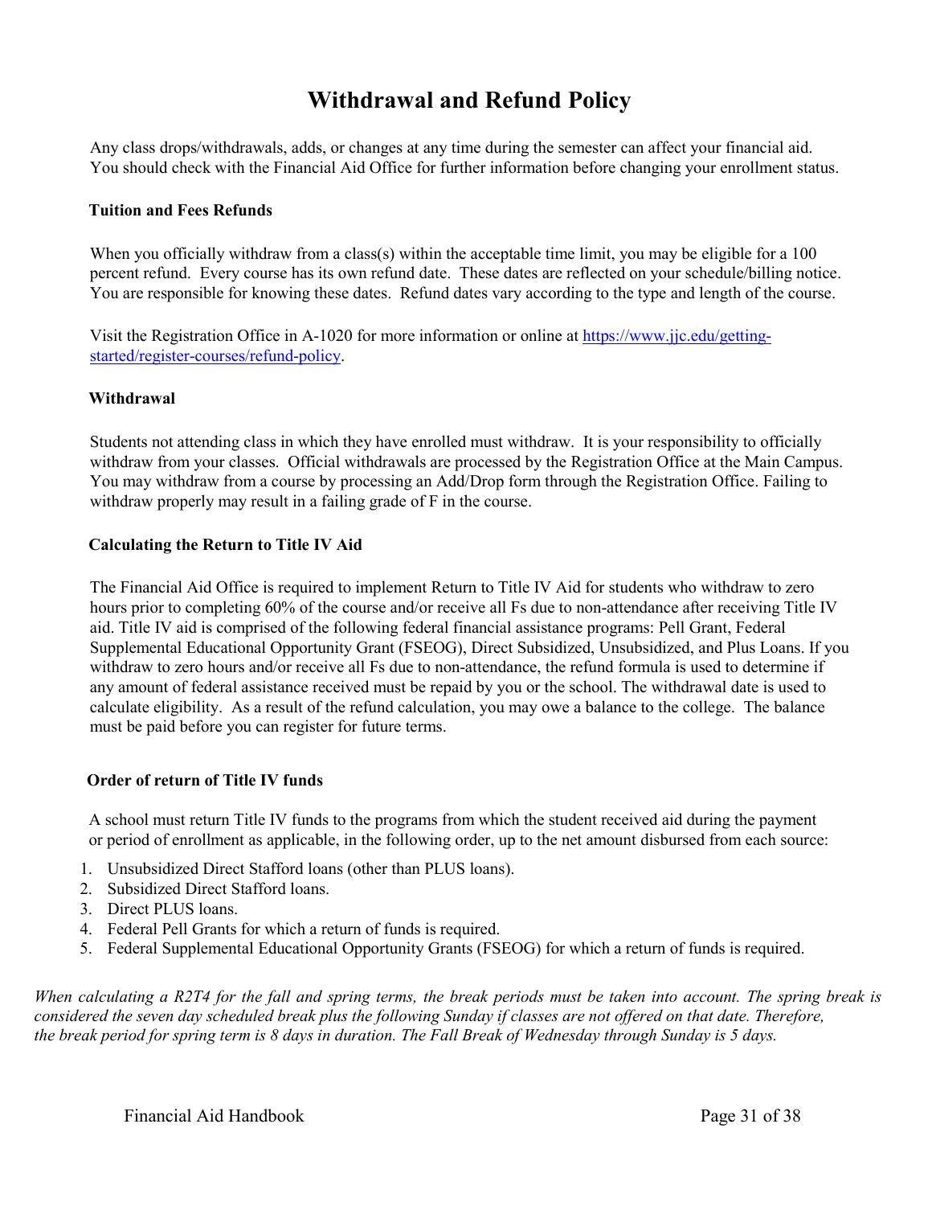# Withdrawal and Refund Policy

Any class drops/withdrawals, adds, or changes at any time during the semester can affect your financial aid. You should check with the Financial Aid Office for further information before changing your enrollment status.

### Tuition and Fees Refunds

When you officially withdraw from a class(s) within the acceptable time limit, you may be eligible for a 100 percent refund. Every course has its own refund date. These dates are reflected on your schedule/billing notice. You are responsible for knowing these dates. Refund dates vary according to the type and length of the course.

Visit the Registration Office in A-1020 for more information or online at [https://www.jjc.edu/getting-started/register-courses/refund-policy](https://www.jjc.edu/getting-started/register-courses/refund-policy).

### Withdrawal

Students not attending class in which they have enrolled must withdraw. It is your responsibility to officially withdraw from your classes. Official withdrawals are processed by the Registration Office at the Main Campus. You may withdraw from a course by processing an Add/Drop form through the Registration Office. Failing to withdraw properly may result in a failing grade of F in the course.

### Calculating the Return to Title IV Aid

The Financial Aid Office is required to implement Return to Title IV Aid for students who withdraw to zero hours prior to completing 60% of the course and/or receive all Fs due to non-attendance after receiving Title IV aid. Title IV aid is comprised of the following federal financial assistance programs: Pell Grant, Federal Supplemental Educational Opportunity Grant (FSEOG), Direct Subsidized, Unsubsidized, and Plus Loans. If you withdraw to zero hours and/or receive all Fs due to non-attendance, the refund formula is used to determine if any amount of federal assistance received must be repaid by you or the school. The withdrawal date is used to calculate eligibility. As a result of the refund calculation, you may owe a balance to the college. The balance must be paid before you can register for future terms.

### Order of return of Title IV funds

A school must return Title IV funds to the programs from which the student received aid during the payment or period of enrollment as applicable, in the following order, up to the net amount disbursed from each source:

1. Unsubsidized Direct Stafford loans (other than PLUS loans).
2. Subsidized Direct Stafford loans.
3. Direct PLUS loans.
4. Federal Pell Grants for which a return of funds is required.
5. Federal Supplemental Educational Opportunity Grants (FSEOG) for which a return of funds is required.

*When calculating a R2T4 for the fall and spring terms, the break periods must be taken into account. The spring break is considered the seven day scheduled break plus the following Sunday if classes are not offered on that date. Therefore, the break period for spring term is 8 days in duration. The Fall Break of Wednesday through Sunday is 5 days.*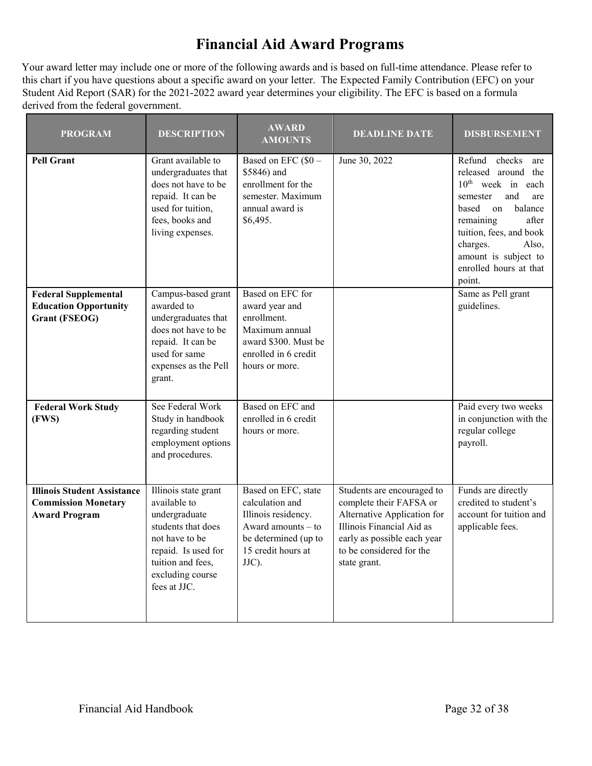# Financial Aid Award Programs

Your award letter may include one or more of the following awards and is based on full-time attendance. Please refer to this chart if you have questions about a specific award on your letter. The Expected Family Contribution (EFC) on your Student Aid Report (SAR) for the 2021-2022 award year determines your eligibility. The EFC is based on a formula derived from the federal government.

| PROGRAM | DESCRIPTION | AWARD AMOUNTS | DEADLINE DATE | DISBURSEMENT |
|---|---|---|---|---|
| **Pell Grant** | Grant available to undergraduates that does not have to be repaid. It can be used for tuition, fees, books and living expenses. | Based on EFC ($0 – $5846) and enrollment for the semester. Maximum annual award is $6,495. | June 30, 2022 | Refund checks are released around the 10th week in each semester and are based on balance remaining after tuition, fees, and book charges. Also, amount is subject to enrolled hours at that point. |
| **Federal Supplemental Education Opportunity Grant (FSEOG)** | Campus-based grant awarded to undergraduates that does not have to be repaid. It can be used for same expenses as the Pell grant. | Based on EFC for award year and enrollment. Maximum annual award $300. Must be enrolled in 6 credit hours or more. | | Same as Pell grant guidelines. |
| **Federal Work Study (FWS)** | See Federal Work Study in handbook regarding student employment options and procedures. | Based on EFC and enrolled in 6 credit hours or more. | | Paid every two weeks in conjunction with the regular college payroll. |
| **Illinois Student Assistance Commission Monetary Award Program** | Illinois state grant available to undergraduate students that does not have to be repaid. Is used for tuition and fees, excluding course fees at JJC. | Based on EFC, state calculation and Illinois residency. Award amounts – to be determined (up to 15 credit hours at JJC). | Students are encouraged to complete their FAFSA or Alternative Application for Illinois Financial Aid as early as possible each year to be considered for the state grant. | Funds are directly credited to student's account for tuition and applicable fees. |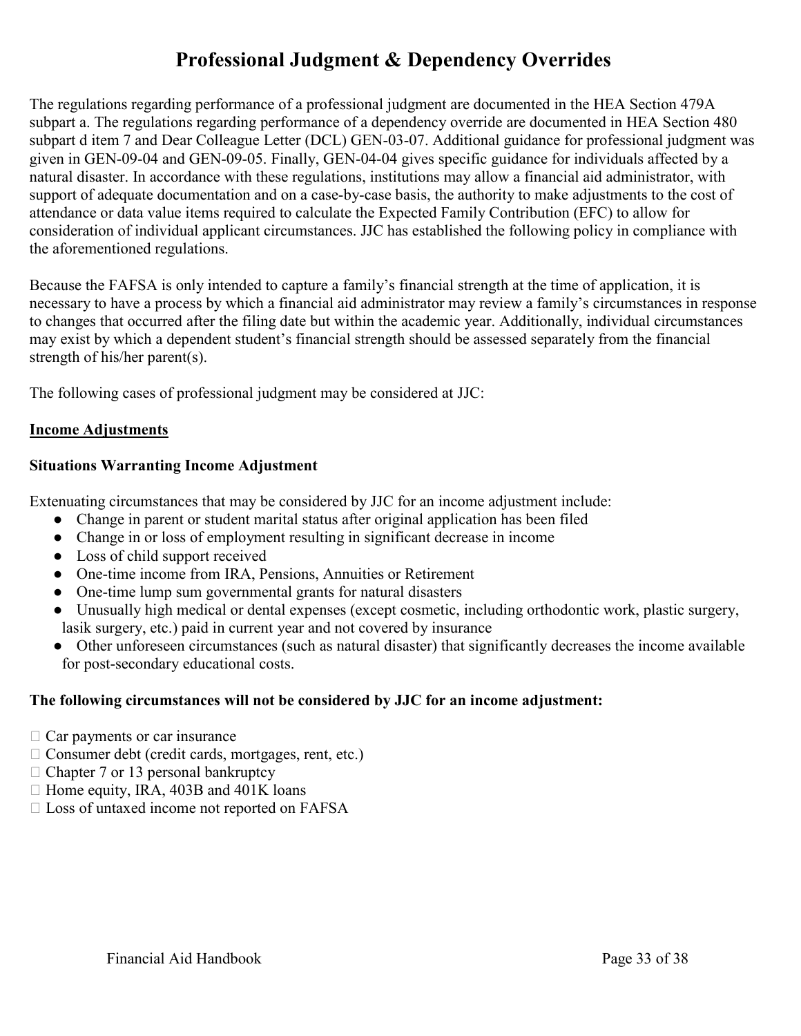# Professional Judgment & Dependency Overrides

The regulations regarding performance of a professional judgment are documented in the HEA Section 479A subpart a. The regulations regarding performance of a dependency override are documented in HEA Section 480 subpart d item 7 and Dear Colleague Letter (DCL) GEN-03-07. Additional guidance for professional judgment was given in GEN-09-04 and GEN-09-05. Finally, GEN-04-04 gives specific guidance for individuals affected by a natural disaster. In accordance with these regulations, institutions may allow a financial aid administrator, with support of adequate documentation and on a case-by-case basis, the authority to make adjustments to the cost of attendance or data value items required to calculate the Expected Family Contribution (EFC) to allow for consideration of individual applicant circumstances. JJC has established the following policy in compliance with the aforementioned regulations.

Because the FAFSA is only intended to capture a family's financial strength at the time of application, it is necessary to have a process by which a financial aid administrator may review a family's circumstances in response to changes that occurred after the filing date but within the academic year. Additionally, individual circumstances may exist by which a dependent student's financial strength should be assessed separately from the financial strength of his/her parent(s).

The following cases of professional judgment may be considered at JJC:

<u>**Income Adjustments**</u>

**Situations Warranting Income Adjustment**

Extenuating circumstances that may be considered by JJC for an income adjustment include:

- Change in parent or student marital status after original application has been filed
- Change in or loss of employment resulting in significant decrease in income
- Loss of child support received
- One-time income from IRA, Pensions, Annuities or Retirement
- One-time lump sum governmental grants for natural disasters
- Unusually high medical or dental expenses (except cosmetic, including orthodontic work, plastic surgery, lasik surgery, etc.) paid in current year and not covered by insurance
- Other unforeseen circumstances (such as natural disaster) that significantly decreases the income available for post-secondary educational costs.

**The following circumstances will not be considered by JJC for an income adjustment:**

- Car payments or car insurance
- Consumer debt (credit cards, mortgages, rent, etc.)
- Chapter 7 or 13 personal bankruptcy
- Home equity, IRA, 403B and 401K loans
- Loss of untaxed income not reported on FAFSA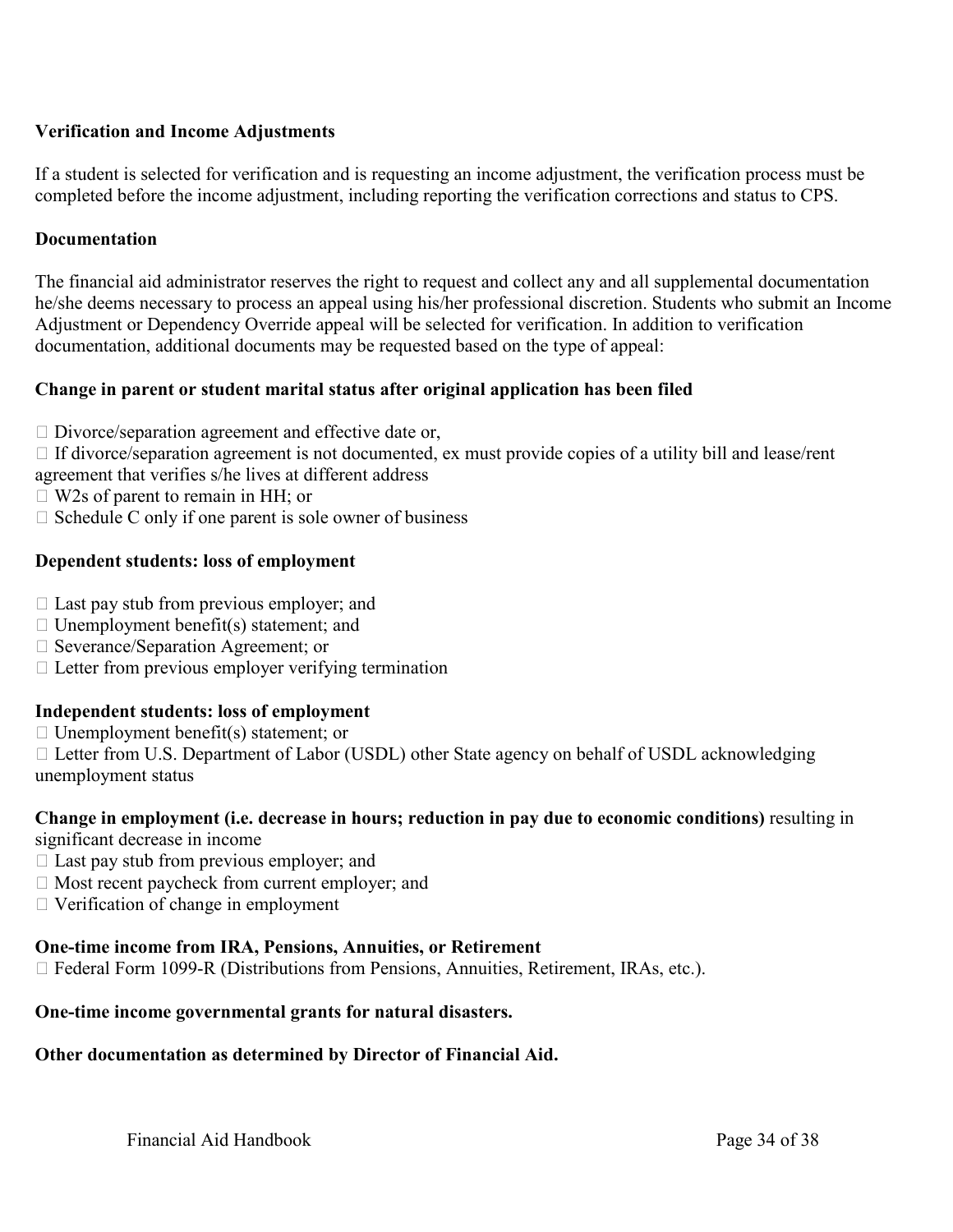**Verification and Income Adjustments**

If a student is selected for verification and is requesting an income adjustment, the verification process must be completed before the income adjustment, including reporting the verification corrections and status to CPS.

**Documentation**

The financial aid administrator reserves the right to request and collect any and all supplemental documentation he/she deems necessary to process an appeal using his/her professional discretion. Students who submit an Income Adjustment or Dependency Override appeal will be selected for verification. In addition to verification documentation, additional documents may be requested based on the type of appeal:

**Change in parent or student marital status after original application has been filed**

- Divorce/separation agreement and effective date or,
- If divorce/separation agreement is not documented, ex must provide copies of a utility bill and lease/rent agreement that verifies s/he lives at different address
- W2s of parent to remain in HH; or
- Schedule C only if one parent is sole owner of business

**Dependent students: loss of employment**

- Last pay stub from previous employer; and
- Unemployment benefit(s) statement; and
- Severance/Separation Agreement; or
- Letter from previous employer verifying termination

**Independent students: loss of employment**

- Unemployment benefit(s) statement; or
- Letter from U.S. Department of Labor (USDL) other State agency on behalf of USDL acknowledging unemployment status

**Change in employment (i.e. decrease in hours; reduction in pay due to economic conditions)** resulting in significant decrease in income

- Last pay stub from previous employer; and
- Most recent paycheck from current employer; and
- Verification of change in employment

**One-time income from IRA, Pensions, Annuities, or Retirement**

- Federal Form 1099-R (Distributions from Pensions, Annuities, Retirement, IRAs, etc.).

**One-time income governmental grants for natural disasters.**

**Other documentation as determined by Director of Financial Aid.**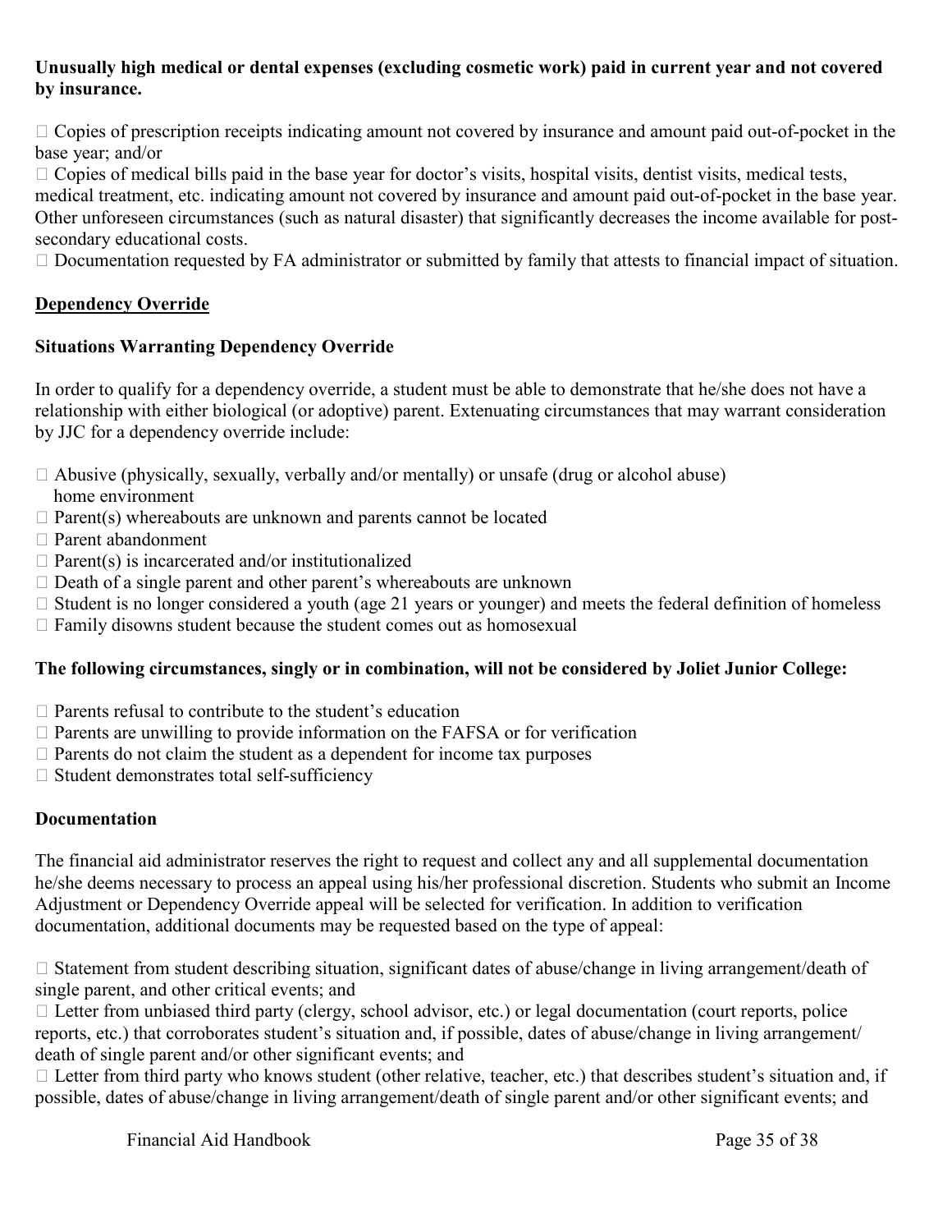**Unusually high medical or dental expenses (excluding cosmetic work) paid in current year and not covered by insurance.**

- Copies of prescription receipts indicating amount not covered by insurance and amount paid out-of-pocket in the base year; and/or
- Copies of medical bills paid in the base year for doctor's visits, hospital visits, dentist visits, medical tests, medical treatment, etc. indicating amount not covered by insurance and amount paid out-of-pocket in the base year.

Other unforeseen circumstances (such as natural disaster) that significantly decreases the income available for post-secondary educational costs.

- Documentation requested by FA administrator or submitted by family that attests to financial impact of situation.

## Dependency Override

### Situations Warranting Dependency Override

In order to qualify for a dependency override, a student must be able to demonstrate that he/she does not have a relationship with either biological (or adoptive) parent. Extenuating circumstances that may warrant consideration by JJC for a dependency override include:

- Abusive (physically, sexually, verbally and/or mentally) or unsafe (drug or alcohol abuse) home environment
- Parent(s) whereabouts are unknown and parents cannot be located
- Parent abandonment
- Parent(s) is incarcerated and/or institutionalized
- Death of a single parent and other parent's whereabouts are unknown
- Student is no longer considered a youth (age 21 years or younger) and meets the federal definition of homeless
- Family disowns student because the student comes out as homosexual

**The following circumstances, singly or in combination, will not be considered by Joliet Junior College:**

- Parents refusal to contribute to the student's education
- Parents are unwilling to provide information on the FAFSA or for verification
- Parents do not claim the student as a dependent for income tax purposes
- Student demonstrates total self-sufficiency

### Documentation

The financial aid administrator reserves the right to request and collect any and all supplemental documentation he/she deems necessary to process an appeal using his/her professional discretion. Students who submit an Income Adjustment or Dependency Override appeal will be selected for verification. In addition to verification documentation, additional documents may be requested based on the type of appeal:

- Statement from student describing situation, significant dates of abuse/change in living arrangement/death of single parent, and other critical events; and
- Letter from unbiased third party (clergy, school advisor, etc.) or legal documentation (court reports, police reports, etc.) that corroborates student's situation and, if possible, dates of abuse/change in living arrangement/ death of single parent and/or other significant events; and
- Letter from third party who knows student (other relative, teacher, etc.) that describes student's situation and, if possible, dates of abuse/change in living arrangement/death of single parent and/or other significant events; and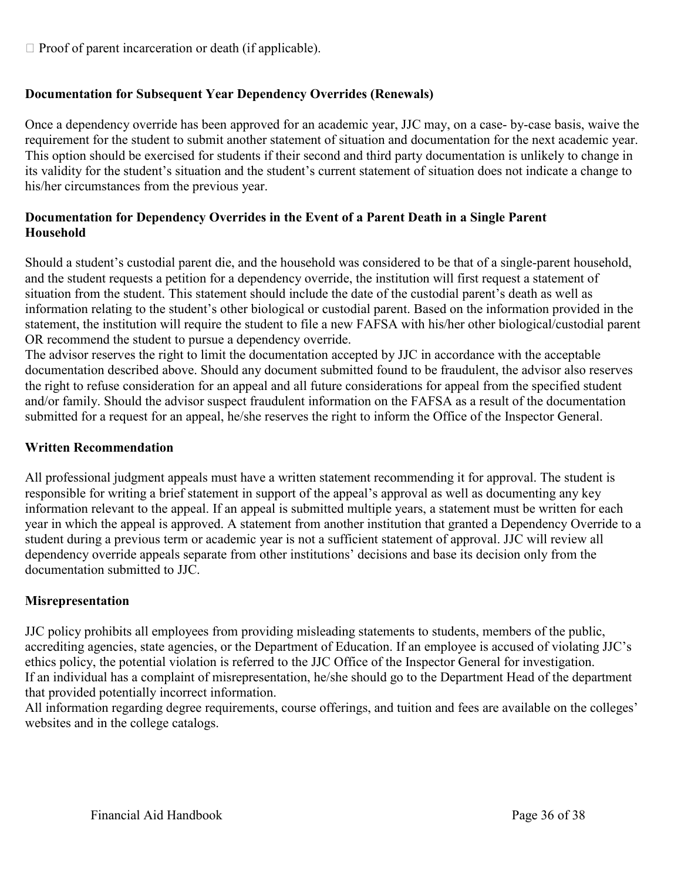- Proof of parent incarceration or death (if applicable).

**Documentation for Subsequent Year Dependency Overrides (Renewals)**

Once a dependency override has been approved for an academic year, JJC may, on a case- by-case basis, waive the requirement for the student to submit another statement of situation and documentation for the next academic year. This option should be exercised for students if their second and third party documentation is unlikely to change in its validity for the student's situation and the student's current statement of situation does not indicate a change to his/her circumstances from the previous year.

**Documentation for Dependency Overrides in the Event of a Parent Death in a Single Parent Household**

Should a student's custodial parent die, and the household was considered to be that of a single-parent household, and the student requests a petition for a dependency override, the institution will first request a statement of situation from the student. This statement should include the date of the custodial parent's death as well as information relating to the student's other biological or custodial parent. Based on the information provided in the statement, the institution will require the student to file a new FAFSA with his/her other biological/custodial parent OR recommend the student to pursue a dependency override.

The advisor reserves the right to limit the documentation accepted by JJC in accordance with the acceptable documentation described above. Should any document submitted found to be fraudulent, the advisor also reserves the right to refuse consideration for an appeal and all future considerations for appeal from the specified student and/or family. Should the advisor suspect fraudulent information on the FAFSA as a result of the documentation submitted for a request for an appeal, he/she reserves the right to inform the Office of the Inspector General.

**Written Recommendation**

All professional judgment appeals must have a written statement recommending it for approval. The student is responsible for writing a brief statement in support of the appeal's approval as well as documenting any key information relevant to the appeal. If an appeal is submitted multiple years, a statement must be written for each year in which the appeal is approved. A statement from another institution that granted a Dependency Override to a student during a previous term or academic year is not a sufficient statement of approval. JJC will review all dependency override appeals separate from other institutions' decisions and base its decision only from the documentation submitted to JJC.

**Misrepresentation**

JJC policy prohibits all employees from providing misleading statements to students, members of the public, accrediting agencies, state agencies, or the Department of Education. If an employee is accused of violating JJC's ethics policy, the potential violation is referred to the JJC Office of the Inspector General for investigation.

If an individual has a complaint of misrepresentation, he/she should go to the Department Head of the department that provided potentially incorrect information.

All information regarding degree requirements, course offerings, and tuition and fees are available on the colleges' websites and in the college catalogs.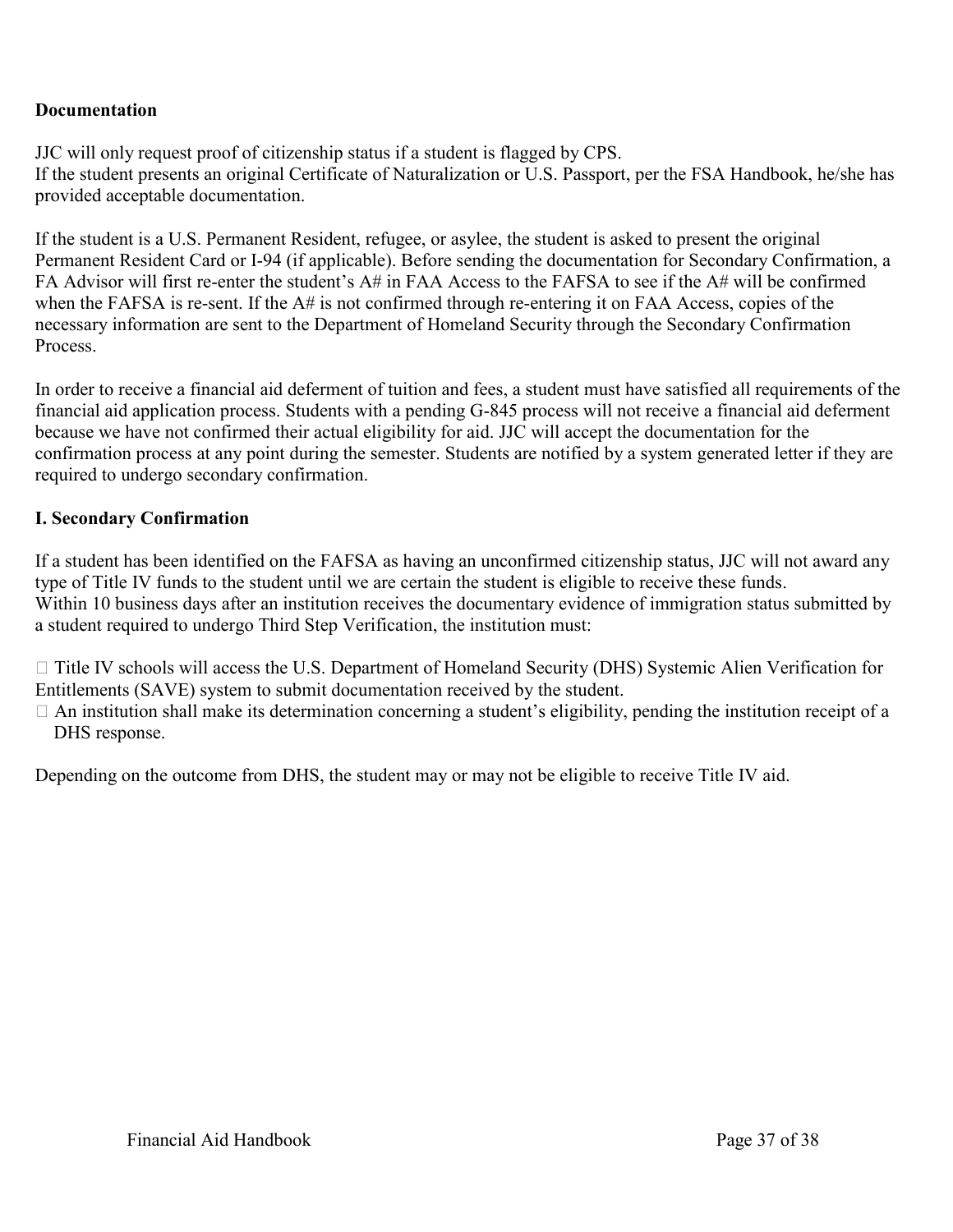**Documentation**

JJC will only request proof of citizenship status if a student is flagged by CPS.
If the student presents an original Certificate of Naturalization or U.S. Passport, per the FSA Handbook, he/she has provided acceptable documentation.

If the student is a U.S. Permanent Resident, refugee, or asylee, the student is asked to present the original Permanent Resident Card or I-94 (if applicable). Before sending the documentation for Secondary Confirmation, a FA Advisor will first re-enter the student's A# in FAA Access to the FAFSA to see if the A# will be confirmed when the FAFSA is re-sent. If the A# is not confirmed through re-entering it on FAA Access, copies of the necessary information are sent to the Department of Homeland Security through the Secondary Confirmation Process.

In order to receive a financial aid deferment of tuition and fees, a student must have satisfied all requirements of the financial aid application process. Students with a pending G-845 process will not receive a financial aid deferment because we have not confirmed their actual eligibility for aid. JJC will accept the documentation for the confirmation process at any point during the semester. Students are notified by a system generated letter if they are required to undergo secondary confirmation.

**I. Secondary Confirmation**

If a student has been identified on the FAFSA as having an unconfirmed citizenship status, JJC will not award any type of Title IV funds to the student until we are certain the student is eligible to receive these funds.
Within 10 business days after an institution receives the documentary evidence of immigration status submitted by a student required to undergo Third Step Verification, the institution must:

- Title IV schools will access the U.S. Department of Homeland Security (DHS) Systemic Alien Verification for Entitlements (SAVE) system to submit documentation received by the student.
- An institution shall make its determination concerning a student's eligibility, pending the institution receipt of a DHS response.

Depending on the outcome from DHS, the student may or may not be eligible to receive Title IV aid.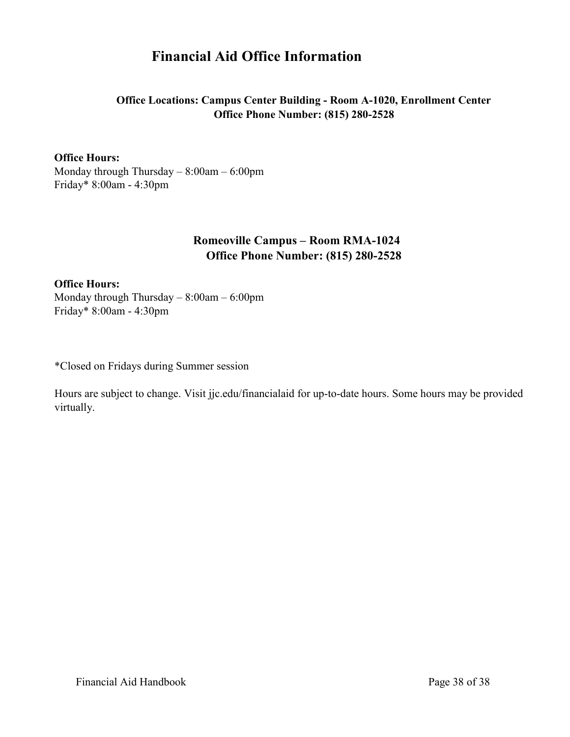# Financial Aid Office Information

**Office Locations: Campus Center Building - Room A-1020, Enrollment Center**
**Office Phone Number: (815) 280-2528**

**Office Hours:**
Monday through Thursday – 8:00am – 6:00pm
Friday* 8:00am - 4:30pm

**Romeoville Campus – Room RMA-1024**
**Office Phone Number: (815) 280-2528**

**Office Hours:**
Monday through Thursday – 8:00am – 6:00pm
Friday* 8:00am - 4:30pm

*Closed on Fridays during Summer session

Hours are subject to change. Visit jjc.edu/financialaid for up-to-date hours. Some hours may be provided virtually.